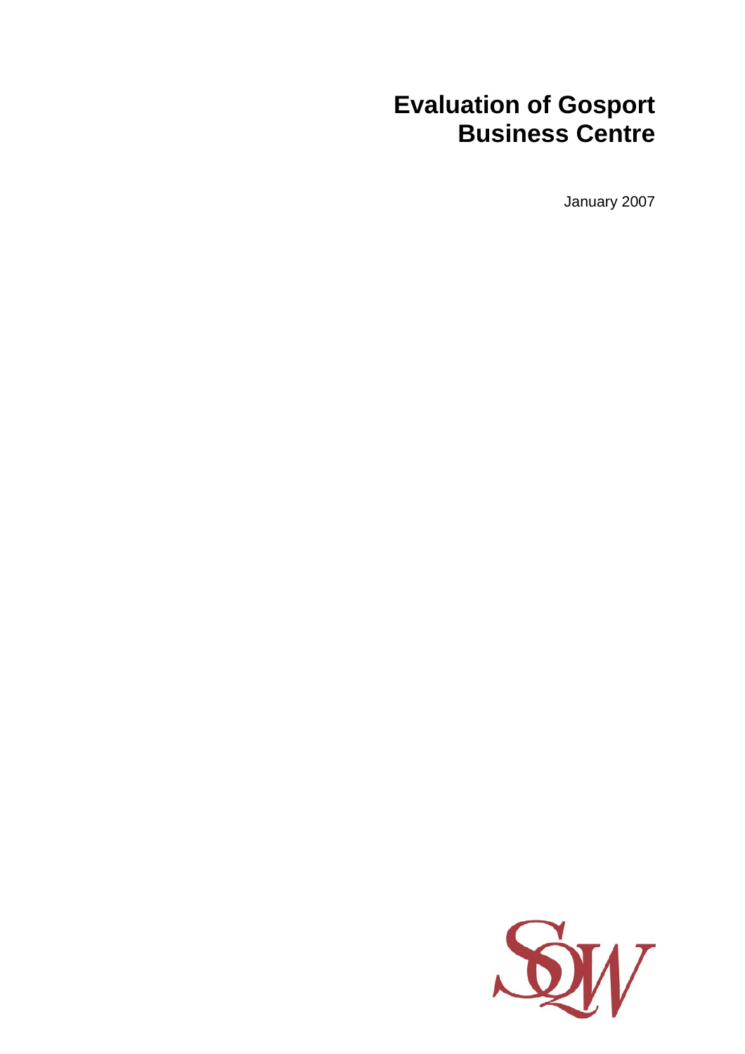# Evaluation of Gosport Business Centre

January 2007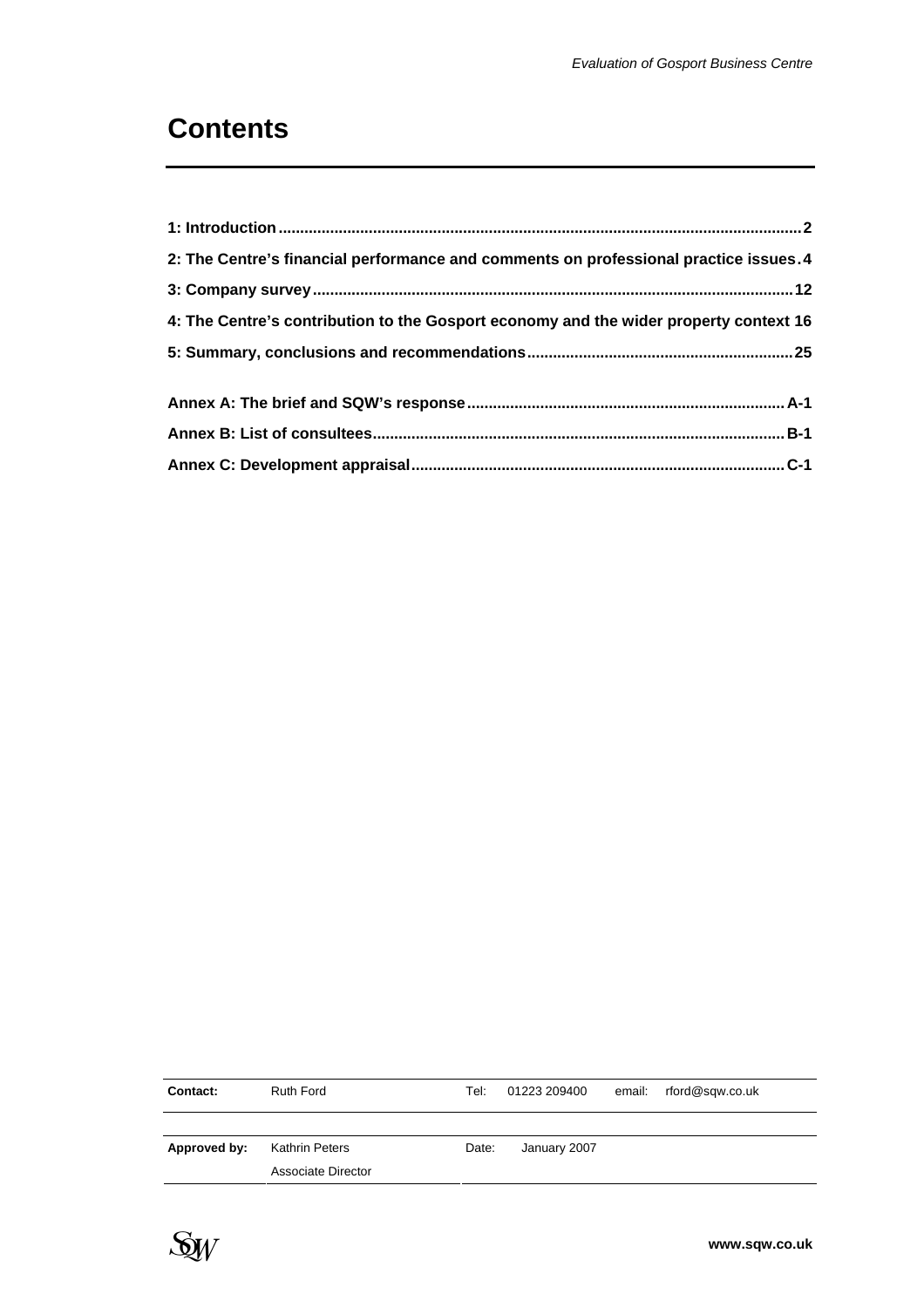# Contents

| | |
|---|---|
| **1: Introduction** | **2** |
| **2: The Centre's financial performance and comments on professional practice issues** | **4** |
| **3: Company survey** | **12** |
| **4: The Centre's contribution to the Gosport economy and the wider property context** | **16** |
| **5: Summary, conclusions and recommendations** | **25** |
| **Annex A: The brief and SQW's response** | **A-1** |
| **Annex B: List of consultees** | **B-1** |
| **Annex C: Development appraisal** | **C-1** |

| | | | | | |
|---|---|---|---|---|---|
| **Contact:** | Ruth Ford | Tel: | 01223 209400 | email: | rford@sqw.co.uk |
| **Approved by:** | Kathrin Peters<br>Associate Director | Date: | January 2007 | | |

www.sqw.co.uk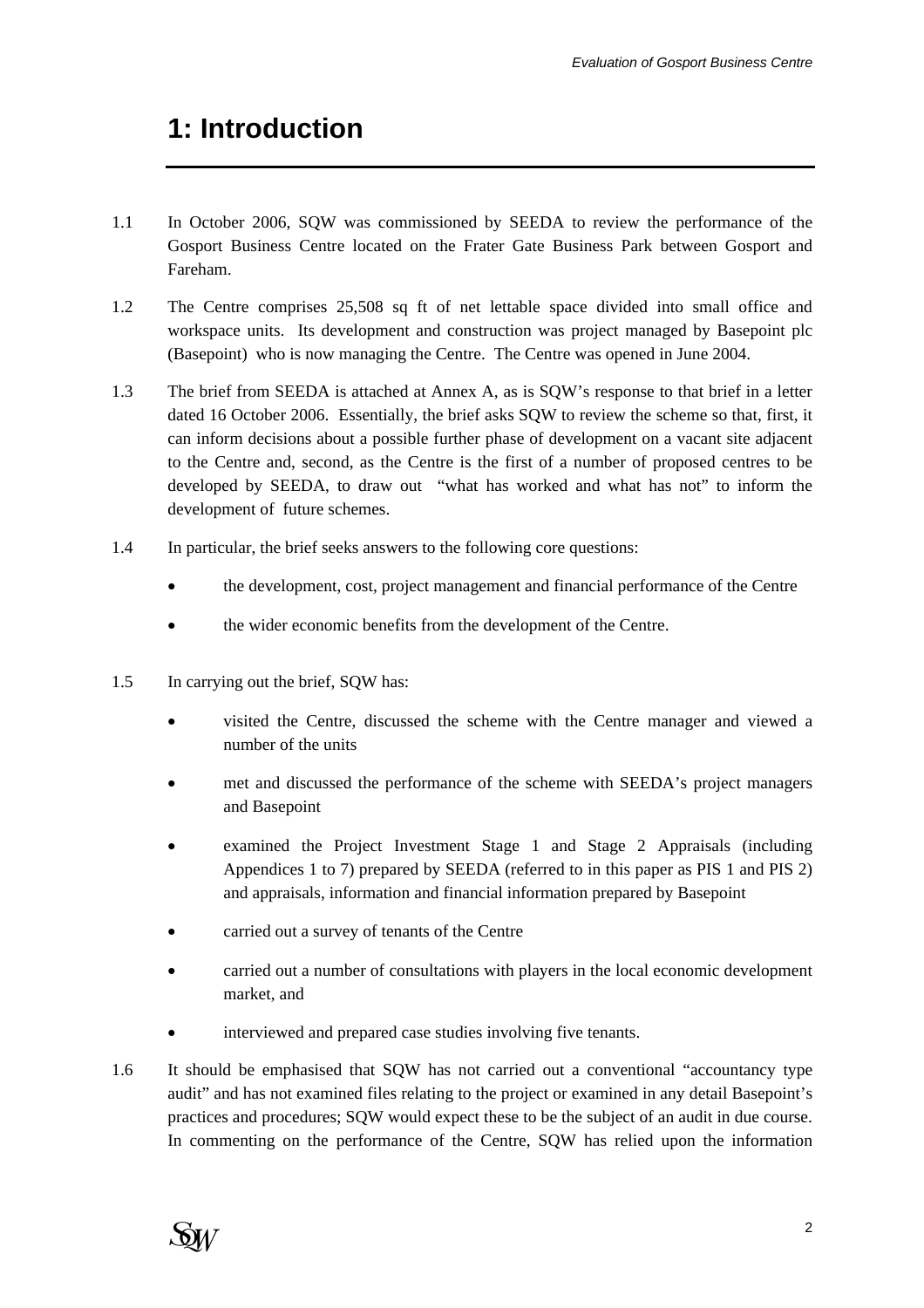# 1: Introduction

1.1 In October 2006, SQW was commissioned by SEEDA to review the performance of the Gosport Business Centre located on the Frater Gate Business Park between Gosport and Fareham.

1.2 The Centre comprises 25,508 sq ft of net lettable space divided into small office and workspace units. Its development and construction was project managed by Basepoint plc (Basepoint) who is now managing the Centre. The Centre was opened in June 2004.

1.3 The brief from SEEDA is attached at Annex A, as is SQW's response to that brief in a letter dated 16 October 2006. Essentially, the brief asks SQW to review the scheme so that, first, it can inform decisions about a possible further phase of development on a vacant site adjacent to the Centre and, second, as the Centre is the first of a number of proposed centres to be developed by SEEDA, to draw out "what has worked and what has not" to inform the development of future schemes.

1.4 In particular, the brief seeks answers to the following core questions:

- the development, cost, project management and financial performance of the Centre
- the wider economic benefits from the development of the Centre.

1.5 In carrying out the brief, SQW has:

- visited the Centre, discussed the scheme with the Centre manager and viewed a number of the units
- met and discussed the performance of the scheme with SEEDA's project managers and Basepoint
- examined the Project Investment Stage 1 and Stage 2 Appraisals (including Appendices 1 to 7) prepared by SEEDA (referred to in this paper as PIS 1 and PIS 2) and appraisals, information and financial information prepared by Basepoint
- carried out a survey of tenants of the Centre
- carried out a number of consultations with players in the local economic development market, and
- interviewed and prepared case studies involving five tenants.

1.6 It should be emphasised that SQW has not carried out a conventional "accountancy type audit" and has not examined files relating to the project or examined in any detail Basepoint's practices and procedures; SQW would expect these to be the subject of an audit in due course. In commenting on the performance of the Centre, SQW has relied upon the information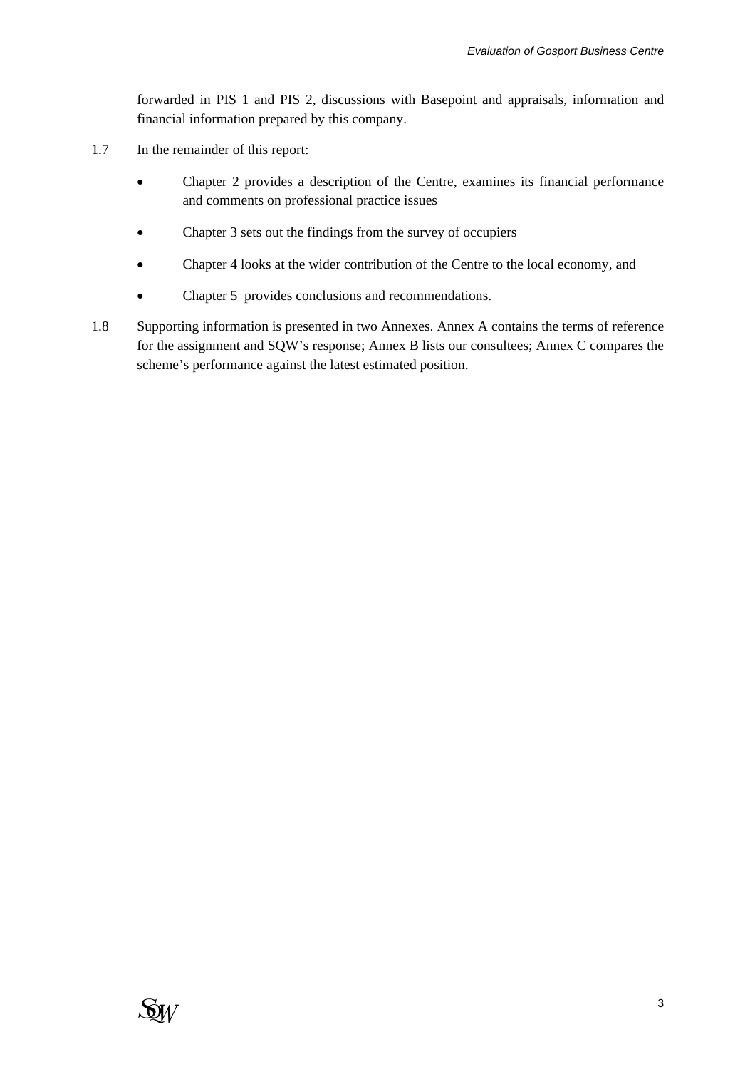forwarded in PIS 1 and PIS 2, discussions with Basepoint and appraisals, information and financial information prepared by this company.

1.7 In the remainder of this report:

- Chapter 2 provides a description of the Centre, examines its financial performance and comments on professional practice issues
- Chapter 3 sets out the findings from the survey of occupiers
- Chapter 4 looks at the wider contribution of the Centre to the local economy, and
- Chapter 5 provides conclusions and recommendations.

1.8 Supporting information is presented in two Annexes. Annex A contains the terms of reference for the assignment and SQW's response; Annex B lists our consultees; Annex C compares the scheme's performance against the latest estimated position.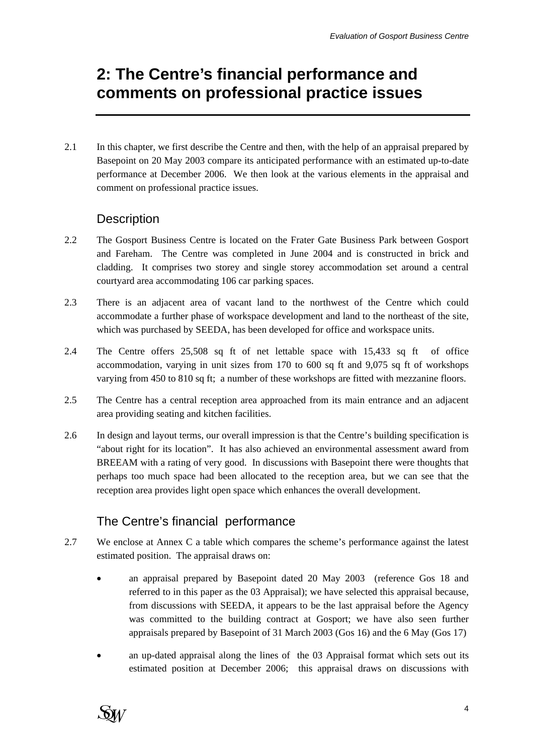# 2: The Centre's financial performance and comments on professional practice issues

2.1 In this chapter, we first describe the Centre and then, with the help of an appraisal prepared by Basepoint on 20 May 2003 compare its anticipated performance with an estimated up-to-date performance at December 2006. We then look at the various elements in the appraisal and comment on professional practice issues.

## Description

2.2 The Gosport Business Centre is located on the Frater Gate Business Park between Gosport and Fareham. The Centre was completed in June 2004 and is constructed in brick and cladding. It comprises two storey and single storey accommodation set around a central courtyard area accommodating 106 car parking spaces.

2.3 There is an adjacent area of vacant land to the northwest of the Centre which could accommodate a further phase of workspace development and land to the northeast of the site, which was purchased by SEEDA, has been developed for office and workspace units.

2.4 The Centre offers 25,508 sq ft of net lettable space with 15,433 sq ft of office accommodation, varying in unit sizes from 170 to 600 sq ft and 9,075 sq ft of workshops varying from 450 to 810 sq ft; a number of these workshops are fitted with mezzanine floors.

2.5 The Centre has a central reception area approached from its main entrance and an adjacent area providing seating and kitchen facilities.

2.6 In design and layout terms, our overall impression is that the Centre's building specification is "about right for its location". It has also achieved an environmental assessment award from BREEAM with a rating of very good. In discussions with Basepoint there were thoughts that perhaps too much space had been allocated to the reception area, but we can see that the reception area provides light open space which enhances the overall development.

## The Centre's financial performance

2.7 We enclose at Annex C a table which compares the scheme's performance against the latest estimated position. The appraisal draws on:

- an appraisal prepared by Basepoint dated 20 May 2003 (reference Gos 18 and referred to in this paper as the 03 Appraisal); we have selected this appraisal because, from discussions with SEEDA, it appears to be the last appraisal before the Agency was committed to the building contract at Gosport; we have also seen further appraisals prepared by Basepoint of 31 March 2003 (Gos 16) and the 6 May (Gos 17)
- an up-dated appraisal along the lines of the 03 Appraisal format which sets out its estimated position at December 2006; this appraisal draws on discussions with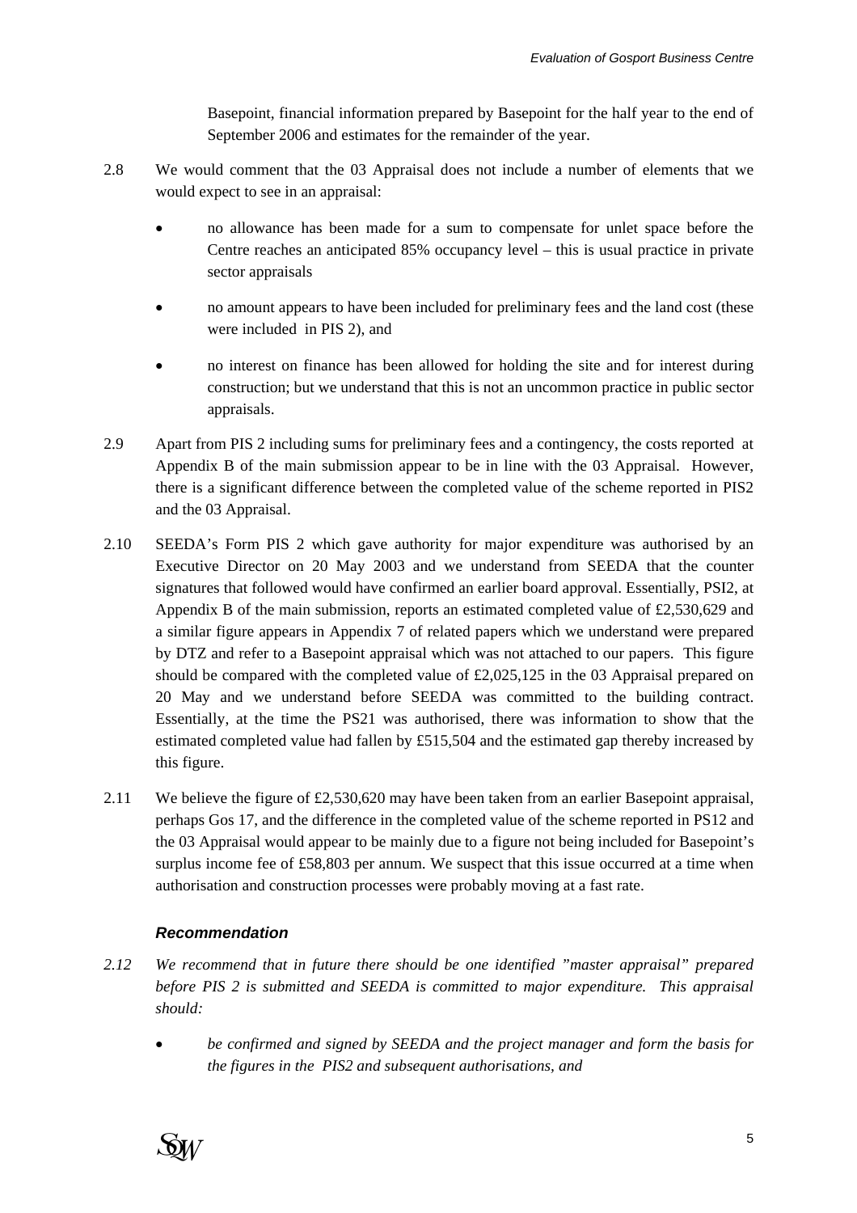Basepoint, financial information prepared by Basepoint for the half year to the end of September 2006 and estimates for the remainder of the year.

2.8 We would comment that the 03 Appraisal does not include a number of elements that we would expect to see in an appraisal:

- no allowance has been made for a sum to compensate for unlet space before the Centre reaches an anticipated 85% occupancy level – this is usual practice in private sector appraisals
- no amount appears to have been included for preliminary fees and the land cost (these were included in PIS 2), and
- no interest on finance has been allowed for holding the site and for interest during construction; but we understand that this is not an uncommon practice in public sector appraisals.

2.9 Apart from PIS 2 including sums for preliminary fees and a contingency, the costs reported at Appendix B of the main submission appear to be in line with the 03 Appraisal. However, there is a significant difference between the completed value of the scheme reported in PIS2 and the 03 Appraisal.

2.10 SEEDA's Form PIS 2 which gave authority for major expenditure was authorised by an Executive Director on 20 May 2003 and we understand from SEEDA that the counter signatures that followed would have confirmed an earlier board approval. Essentially, PSI2, at Appendix B of the main submission, reports an estimated completed value of £2,530,629 and a similar figure appears in Appendix 7 of related papers which we understand were prepared by DTZ and refer to a Basepoint appraisal which was not attached to our papers. This figure should be compared with the completed value of £2,025,125 in the 03 Appraisal prepared on 20 May and we understand before SEEDA was committed to the building contract. Essentially, at the time the PS21 was authorised, there was information to show that the estimated completed value had fallen by £515,504 and the estimated gap thereby increased by this figure.

2.11 We believe the figure of £2,530,620 may have been taken from an earlier Basepoint appraisal, perhaps Gos 17, and the difference in the completed value of the scheme reported in PS12 and the 03 Appraisal would appear to be mainly due to a figure not being included for Basepoint's surplus income fee of £58,803 per annum. We suspect that this issue occurred at a time when authorisation and construction processes were probably moving at a fast rate.

### *Recommendation*

*2.12 We recommend that in future there should be one identified "master appraisal" prepared before PIS 2 is submitted and SEEDA is committed to major expenditure. This appraisal should:*

- *be confirmed and signed by SEEDA and the project manager and form the basis for the figures in the PIS2 and subsequent authorisations, and*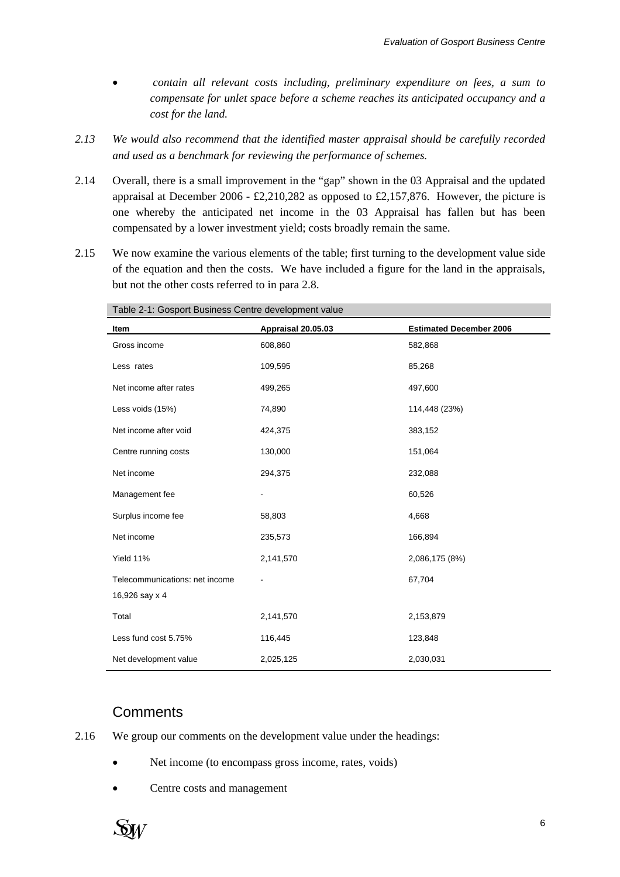- *contain all relevant costs including, preliminary expenditure on fees, a sum to compensate for unlet space before a scheme reaches its anticipated occupancy and a cost for the land.*

*2.13 We would also recommend that the identified master appraisal should be carefully recorded and used as a benchmark for reviewing the performance of schemes.*

2.14 Overall, there is a small improvement in the "gap" shown in the 03 Appraisal and the updated appraisal at December 2006 - £2,210,282 as opposed to £2,157,876. However, the picture is one whereby the anticipated net income in the 03 Appraisal has fallen but has been compensated by a lower investment yield; costs broadly remain the same.

2.15 We now examine the various elements of the table; first turning to the development value side of the equation and then the costs. We have included a figure for the land in the appraisals, but not the other costs referred to in para 2.8.

Table 2-1: Gosport Business Centre development value

| Item | Appraisal 20.05.03 | Estimated December 2006 |
|---|---|---|
| Gross income | 608,860 | 582,868 |
| Less rates | 109,595 | 85,268 |
| Net income after rates | 499,265 | 497,600 |
| Less voids (15%) | 74,890 | 114,448 (23%) |
| Net income after void | 424,375 | 383,152 |
| Centre running costs | 130,000 | 151,064 |
| Net income | 294,375 | 232,088 |
| Management fee | - | 60,526 |
| Surplus income fee | 58,803 | 4,668 |
| Net income | 235,573 | 166,894 |
| Yield 11% | 2,141,570 | 2,086,175 (8%) |
| Telecommunications: net income 16,926 say x 4 | - | 67,704 |
| Total | 2,141,570 | 2,153,879 |
| Less fund cost 5.75% | 116,445 | 123,848 |
| Net development value | 2,025,125 | 2,030,031 |

## Comments

2.16 We group our comments on the development value under the headings:

- Net income (to encompass gross income, rates, voids)
- Centre costs and management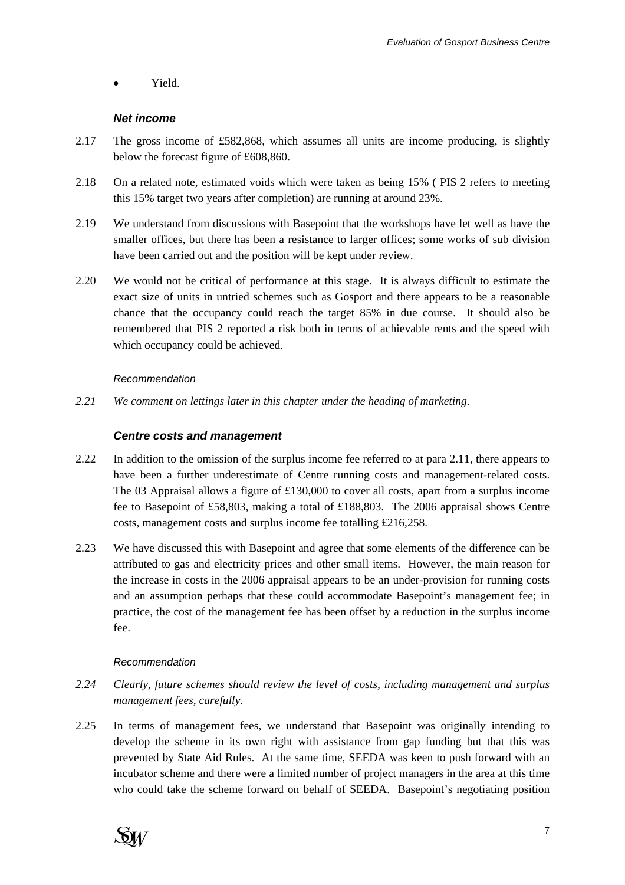- Yield.

### *Net income*

2.17 The gross income of £582,868, which assumes all units are income producing, is slightly below the forecast figure of £608,860.

2.18 On a related note, estimated voids which were taken as being 15% ( PIS 2 refers to meeting this 15% target two years after completion) are running at around 23%.

2.19 We understand from discussions with Basepoint that the workshops have let well as have the smaller offices, but there has been a resistance to larger offices; some works of sub division have been carried out and the position will be kept under review.

2.20 We would not be critical of performance at this stage. It is always difficult to estimate the exact size of units in untried schemes such as Gosport and there appears to be a reasonable chance that the occupancy could reach the target 85% in due course. It should also be remembered that PIS 2 reported a risk both in terms of achievable rents and the speed with which occupancy could be achieved.

*Recommendation*

*2.21 We comment on lettings later in this chapter under the heading of marketing.*

### *Centre costs and management*

2.22 In addition to the omission of the surplus income fee referred to at para 2.11, there appears to have been a further underestimate of Centre running costs and management-related costs. The 03 Appraisal allows a figure of £130,000 to cover all costs, apart from a surplus income fee to Basepoint of £58,803, making a total of £188,803. The 2006 appraisal shows Centre costs, management costs and surplus income fee totalling £216,258.

2.23 We have discussed this with Basepoint and agree that some elements of the difference can be attributed to gas and electricity prices and other small items. However, the main reason for the increase in costs in the 2006 appraisal appears to be an under-provision for running costs and an assumption perhaps that these could accommodate Basepoint's management fee; in practice, the cost of the management fee has been offset by a reduction in the surplus income fee.

*Recommendation*

*2.24 Clearly, future schemes should review the level of costs, including management and surplus management fees, carefully.*

2.25 In terms of management fees, we understand that Basepoint was originally intending to develop the scheme in its own right with assistance from gap funding but that this was prevented by State Aid Rules. At the same time, SEEDA was keen to push forward with an incubator scheme and there were a limited number of project managers in the area at this time who could take the scheme forward on behalf of SEEDA. Basepoint's negotiating position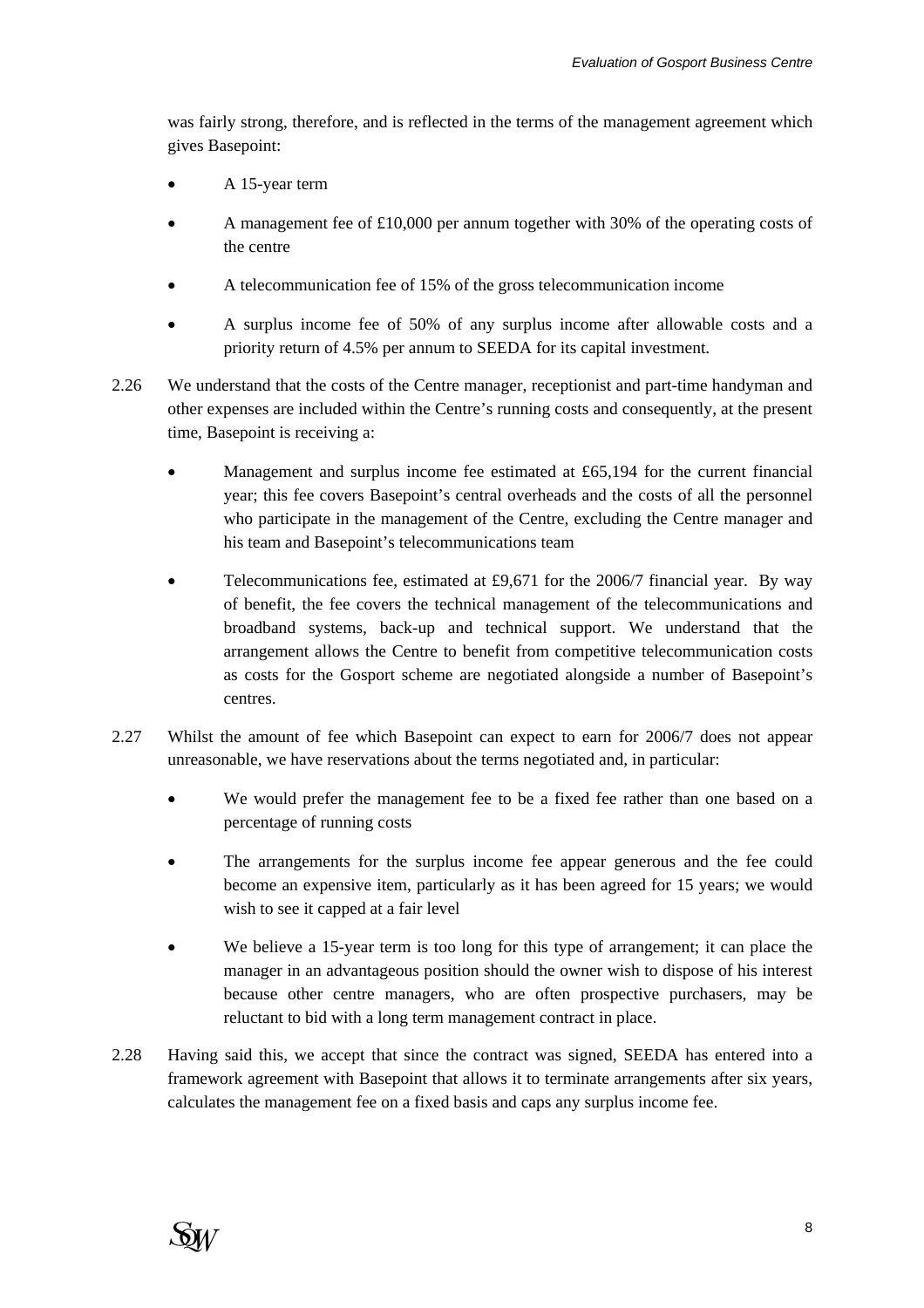was fairly strong, therefore, and is reflected in the terms of the management agreement which gives Basepoint:

- A 15-year term
- A management fee of £10,000 per annum together with 30% of the operating costs of the centre
- A telecommunication fee of 15% of the gross telecommunication income
- A surplus income fee of 50% of any surplus income after allowable costs and a priority return of 4.5% per annum to SEEDA for its capital investment.

2.26 We understand that the costs of the Centre manager, receptionist and part-time handyman and other expenses are included within the Centre's running costs and consequently, at the present time, Basepoint is receiving a:

- Management and surplus income fee estimated at £65,194 for the current financial year; this fee covers Basepoint's central overheads and the costs of all the personnel who participate in the management of the Centre, excluding the Centre manager and his team and Basepoint's telecommunications team
- Telecommunications fee, estimated at £9,671 for the 2006/7 financial year. By way of benefit, the fee covers the technical management of the telecommunications and broadband systems, back-up and technical support. We understand that the arrangement allows the Centre to benefit from competitive telecommunication costs as costs for the Gosport scheme are negotiated alongside a number of Basepoint's centres.

2.27 Whilst the amount of fee which Basepoint can expect to earn for 2006/7 does not appear unreasonable, we have reservations about the terms negotiated and, in particular:

- We would prefer the management fee to be a fixed fee rather than one based on a percentage of running costs
- The arrangements for the surplus income fee appear generous and the fee could become an expensive item, particularly as it has been agreed for 15 years; we would wish to see it capped at a fair level
- We believe a 15-year term is too long for this type of arrangement; it can place the manager in an advantageous position should the owner wish to dispose of his interest because other centre managers, who are often prospective purchasers, may be reluctant to bid with a long term management contract in place.

2.28 Having said this, we accept that since the contract was signed, SEEDA has entered into a framework agreement with Basepoint that allows it to terminate arrangements after six years, calculates the management fee on a fixed basis and caps any surplus income fee.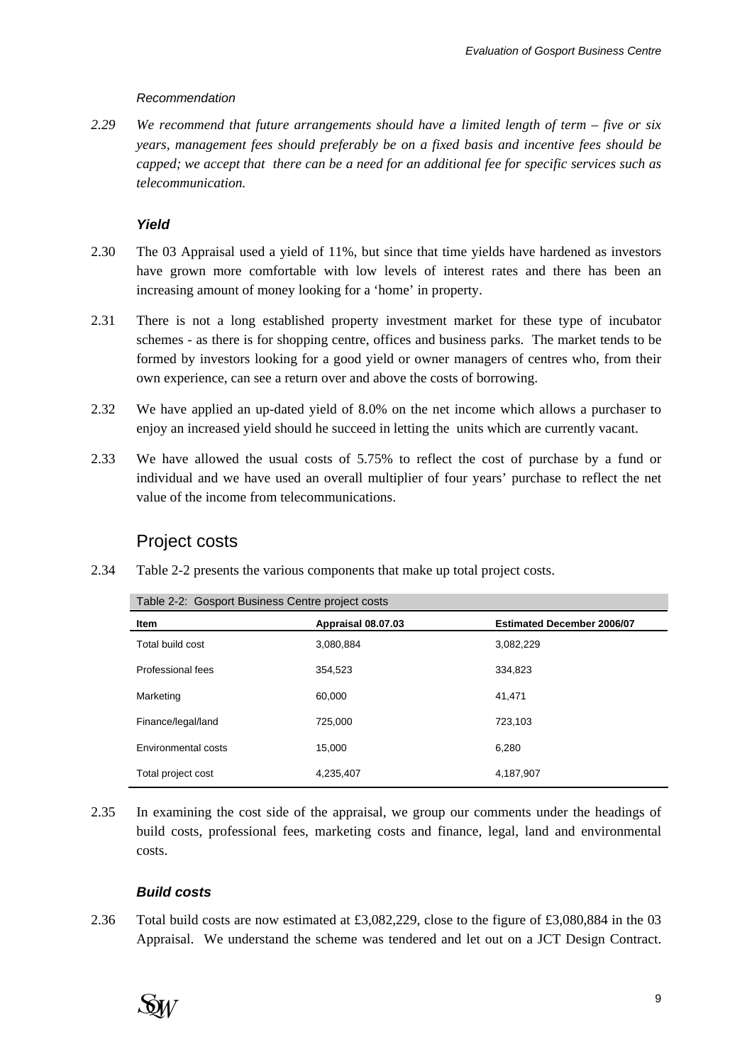*Recommendation*

*2.29 We recommend that future arrangements should have a limited length of term – five or six years, management fees should preferably be on a fixed basis and incentive fees should be capped; we accept that there can be a need for an additional fee for specific services such as telecommunication.*

### *Yield*

2.30 The 03 Appraisal used a yield of 11%, but since that time yields have hardened as investors have grown more comfortable with low levels of interest rates and there has been an increasing amount of money looking for a 'home' in property.

2.31 There is not a long established property investment market for these type of incubator schemes - as there is for shopping centre, offices and business parks. The market tends to be formed by investors looking for a good yield or owner managers of centres who, from their own experience, can see a return over and above the costs of borrowing.

2.32 We have applied an up-dated yield of 8.0% on the net income which allows a purchaser to enjoy an increased yield should he succeed in letting the units which are currently vacant.

2.33 We have allowed the usual costs of 5.75% to reflect the cost of purchase by a fund or individual and we have used an overall multiplier of four years' purchase to reflect the net value of the income from telecommunications.

## Project costs

2.34 Table 2-2 presents the various components that make up total project costs.

Table 2-2: Gosport Business Centre project costs

| Item | Appraisal 08.07.03 | Estimated December 2006/07 |
|---|---|---|
| Total build cost | 3,080,884 | 3,082,229 |
| Professional fees | 354,523 | 334,823 |
| Marketing | 60,000 | 41,471 |
| Finance/legal/land | 725,000 | 723,103 |
| Environmental costs | 15,000 | 6,280 |
| Total project cost | 4,235,407 | 4,187,907 |

2.35 In examining the cost side of the appraisal, we group our comments under the headings of build costs, professional fees, marketing costs and finance, legal, land and environmental costs.

### *Build costs*

2.36 Total build costs are now estimated at £3,082,229, close to the figure of £3,080,884 in the 03 Appraisal. We understand the scheme was tendered and let out on a JCT Design Contract.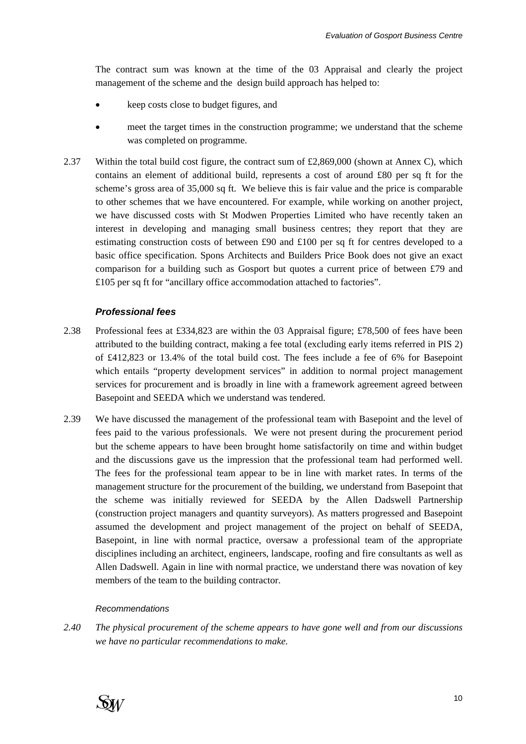The contract sum was known at the time of the 03 Appraisal and clearly the project management of the scheme and the design build approach has helped to:

- keep costs close to budget figures, and
- meet the target times in the construction programme; we understand that the scheme was completed on programme.

2.37 Within the total build cost figure, the contract sum of £2,869,000 (shown at Annex C), which contains an element of additional build, represents a cost of around £80 per sq ft for the scheme's gross area of 35,000 sq ft. We believe this is fair value and the price is comparable to other schemes that we have encountered. For example, while working on another project, we have discussed costs with St Modwen Properties Limited who have recently taken an interest in developing and managing small business centres; they report that they are estimating construction costs of between £90 and £100 per sq ft for centres developed to a basic office specification. Spons Architects and Builders Price Book does not give an exact comparison for a building such as Gosport but quotes a current price of between £79 and £105 per sq ft for "ancillary office accommodation attached to factories".

### *Professional fees*

2.38 Professional fees at £334,823 are within the 03 Appraisal figure; £78,500 of fees have been attributed to the building contract, making a fee total (excluding early items referred in PIS 2) of £412,823 or 13.4% of the total build cost. The fees include a fee of 6% for Basepoint which entails "property development services" in addition to normal project management services for procurement and is broadly in line with a framework agreement agreed between Basepoint and SEEDA which we understand was tendered.

2.39 We have discussed the management of the professional team with Basepoint and the level of fees paid to the various professionals. We were not present during the procurement period but the scheme appears to have been brought home satisfactorily on time and within budget and the discussions gave us the impression that the professional team had performed well. The fees for the professional team appear to be in line with market rates. In terms of the management structure for the procurement of the building, we understand from Basepoint that the scheme was initially reviewed for SEEDA by the Allen Dadswell Partnership (construction project managers and quantity surveyors). As matters progressed and Basepoint assumed the development and project management of the project on behalf of SEEDA, Basepoint, in line with normal practice, oversaw a professional team of the appropriate disciplines including an architect, engineers, landscape, roofing and fire consultants as well as Allen Dadswell. Again in line with normal practice, we understand there was novation of key members of the team to the building contractor.

#### *Recommendations*

*2.40 The physical procurement of the scheme appears to have gone well and from our discussions we have no particular recommendations to make.*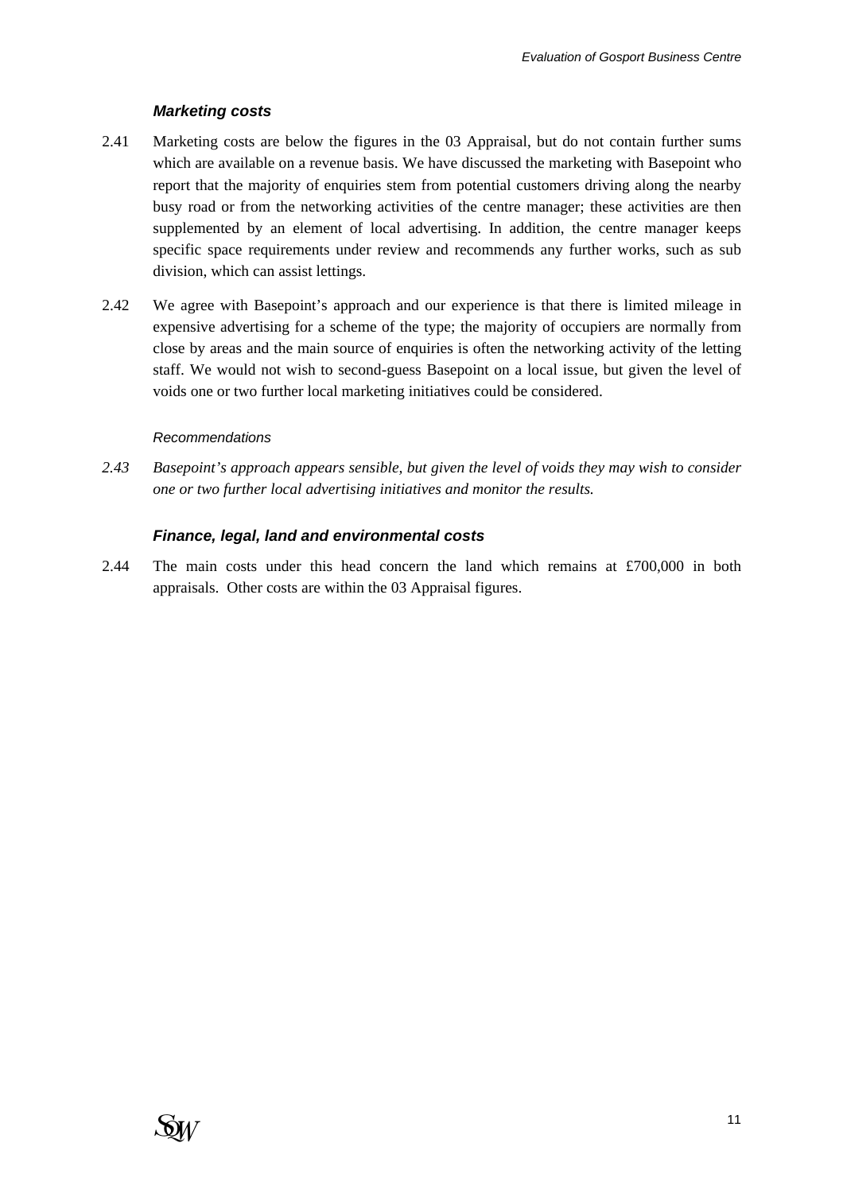### *Marketing costs*

2.41 Marketing costs are below the figures in the 03 Appraisal, but do not contain further sums which are available on a revenue basis. We have discussed the marketing with Basepoint who report that the majority of enquiries stem from potential customers driving along the nearby busy road or from the networking activities of the centre manager; these activities are then supplemented by an element of local advertising. In addition, the centre manager keeps specific space requirements under review and recommends any further works, such as sub division, which can assist lettings.

2.42 We agree with Basepoint's approach and our experience is that there is limited mileage in expensive advertising for a scheme of the type; the majority of occupiers are normally from close by areas and the main source of enquiries is often the networking activity of the letting staff. We would not wish to second-guess Basepoint on a local issue, but given the level of voids one or two further local marketing initiatives could be considered.

*Recommendations*

*2.43 Basepoint's approach appears sensible, but given the level of voids they may wish to consider one or two further local advertising initiatives and monitor the results.*

### *Finance, legal, land and environmental costs*

2.44 The main costs under this head concern the land which remains at £700,000 in both appraisals. Other costs are within the 03 Appraisal figures.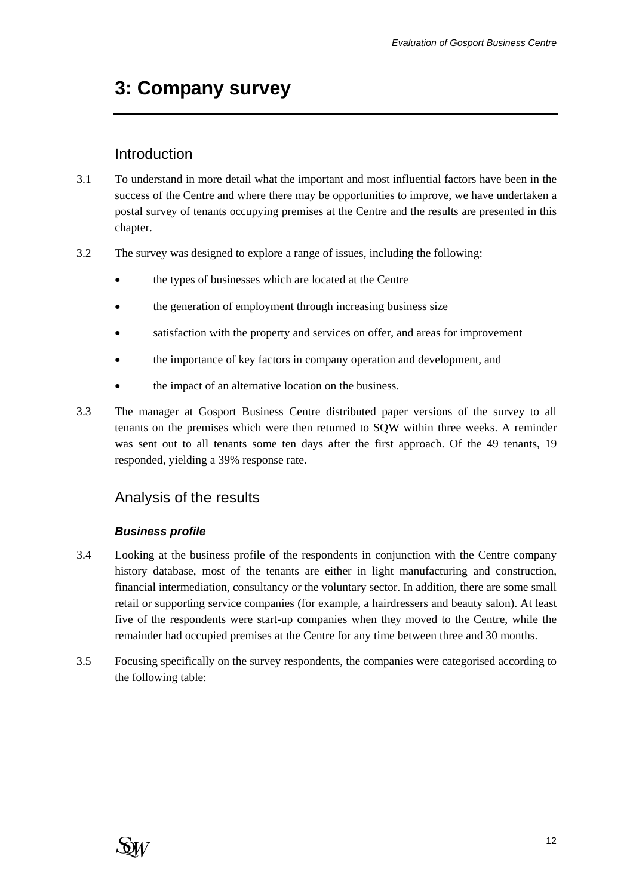# 3: Company survey

## Introduction

3.1 To understand in more detail what the important and most influential factors have been in the success of the Centre and where there may be opportunities to improve, we have undertaken a postal survey of tenants occupying premises at the Centre and the results are presented in this chapter.

3.2 The survey was designed to explore a range of issues, including the following:

- the types of businesses which are located at the Centre
- the generation of employment through increasing business size
- satisfaction with the property and services on offer, and areas for improvement
- the importance of key factors in company operation and development, and
- the impact of an alternative location on the business.

3.3 The manager at Gosport Business Centre distributed paper versions of the survey to all tenants on the premises which were then returned to SQW within three weeks. A reminder was sent out to all tenants some ten days after the first approach. Of the 49 tenants, 19 responded, yielding a 39% response rate.

## Analysis of the results

### *Business profile*

3.4 Looking at the business profile of the respondents in conjunction with the Centre company history database, most of the tenants are either in light manufacturing and construction, financial intermediation, consultancy or the voluntary sector. In addition, there are some small retail or supporting service companies (for example, a hairdressers and beauty salon). At least five of the respondents were start-up companies when they moved to the Centre, while the remainder had occupied premises at the Centre for any time between three and 30 months.

3.5 Focusing specifically on the survey respondents, the companies were categorised according to the following table: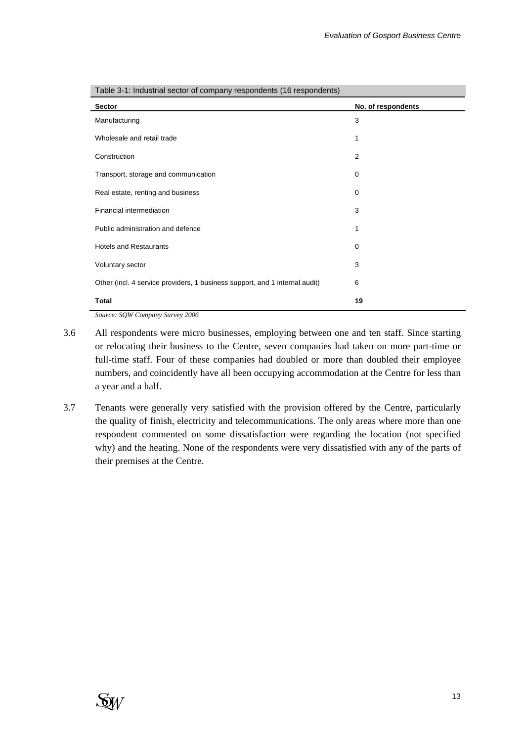Table 3-1: Industrial sector of company respondents (16 respondents)

| Sector | No. of respondents |
|---|---|
| Manufacturing | 3 |
| Wholesale and retail trade | 1 |
| Construction | 2 |
| Transport, storage and communication | 0 |
| Real estate, renting and business | 0 |
| Financial intermediation | 3 |
| Public administration and defence | 1 |
| Hotels and Restaurants | 0 |
| Voluntary sector | 3 |
| Other (incl. 4 service providers, 1 business support, and 1 internal audit) | 6 |
| **Total** | **19** |

*Source: SQW Company Survey 2006*

3.6 All respondents were micro businesses, employing between one and ten staff. Since starting or relocating their business to the Centre, seven companies had taken on more part-time or full-time staff. Four of these companies had doubled or more than doubled their employee numbers, and coincidently have all been occupying accommodation at the Centre for less than a year and a half.

3.7 Tenants were generally very satisfied with the provision offered by the Centre, particularly the quality of finish, electricity and telecommunications. The only areas where more than one respondent commented on some dissatisfaction were regarding the location (not specified why) and the heating. None of the respondents were very dissatisfied with any of the parts of their premises at the Centre.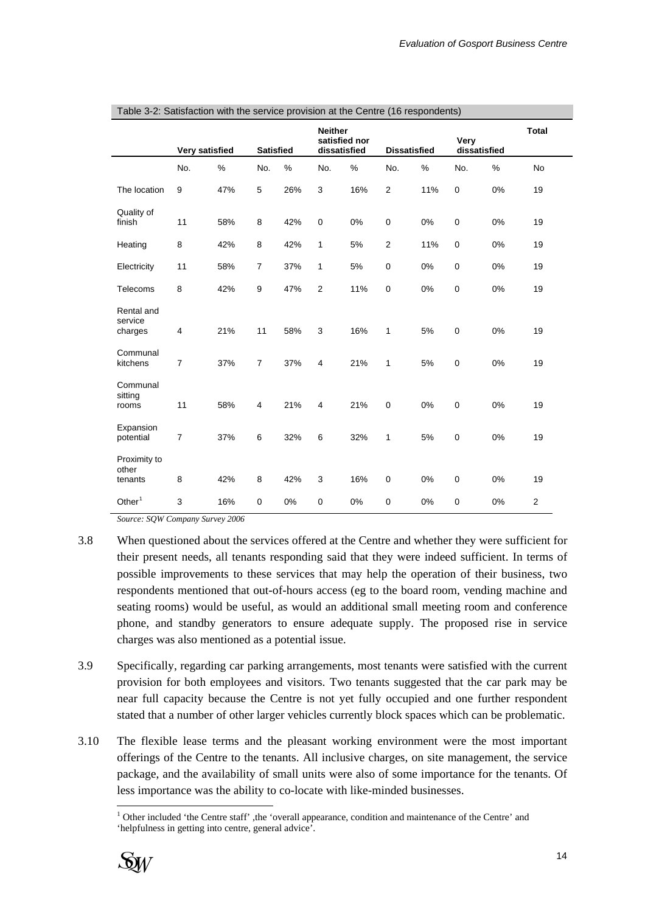Table 3-2: Satisfaction with the service provision at the Centre (16 respondents)

| | Very satisfied | | Satisfied | | Neither satisfied nor dissatisfied | | Dissatisfied | | Very dissatisfied | | Total |
|---|---|---|---|---|---|---|---|---|---|---|---|
| | No. | % | No. | % | No. | % | No. | % | No. | % | No |
| The location | 9 | 47% | 5 | 26% | 3 | 16% | 2 | 11% | 0 | 0% | 19 |
| Quality of finish | 11 | 58% | 8 | 42% | 0 | 0% | 0 | 0% | 0 | 0% | 19 |
| Heating | 8 | 42% | 8 | 42% | 1 | 5% | 2 | 11% | 0 | 0% | 19 |
| Electricity | 11 | 58% | 7 | 37% | 1 | 5% | 0 | 0% | 0 | 0% | 19 |
| Telecoms | 8 | 42% | 9 | 47% | 2 | 11% | 0 | 0% | 0 | 0% | 19 |
| Rental and service charges | 4 | 21% | 11 | 58% | 3 | 16% | 1 | 5% | 0 | 0% | 19 |
| Communal kitchens | 7 | 37% | 7 | 37% | 4 | 21% | 1 | 5% | 0 | 0% | 19 |
| Communal sitting rooms | 11 | 58% | 4 | 21% | 4 | 21% | 0 | 0% | 0 | 0% | 19 |
| Expansion potential | 7 | 37% | 6 | 32% | 6 | 32% | 1 | 5% | 0 | 0% | 19 |
| Proximity to other tenants | 8 | 42% | 8 | 42% | 3 | 16% | 0 | 0% | 0 | 0% | 19 |
| Other[1] | 3 | 16% | 0 | 0% | 0 | 0% | 0 | 0% | 0 | 0% | 2 |

*Source: SQW Company Survey 2006*

3.8 When questioned about the services offered at the Centre and whether they were sufficient for their present needs, all tenants responding said that they were indeed sufficient. In terms of possible improvements to these services that may help the operation of their business, two respondents mentioned that out-of-hours access (eg to the board room, vending machine and seating rooms) would be useful, as would an additional small meeting room and conference phone, and standby generators to ensure adequate supply. The proposed rise in service charges was also mentioned as a potential issue.

3.9 Specifically, regarding car parking arrangements, most tenants were satisfied with the current provision for both employees and visitors. Two tenants suggested that the car park may be near full capacity because the Centre is not yet fully occupied and one further respondent stated that a number of other larger vehicles currently block spaces which can be problematic.

3.10 The flexible lease terms and the pleasant working environment were the most important offerings of the Centre to the tenants. All inclusive charges, on site management, the service package, and the availability of small units were also of some importance for the tenants. Of less importance was the ability to co-locate with like-minded businesses.

[1] Other included 'the Centre staff' ,the 'overall appearance, condition and maintenance of the Centre' and 'helpfulness in getting into centre, general advice'.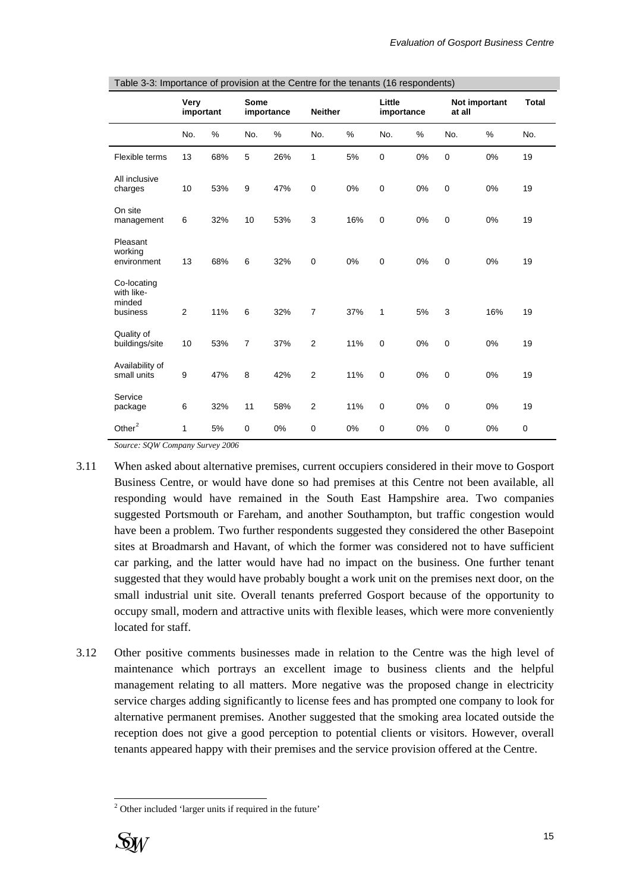Table 3-3: Importance of provision at the Centre for the tenants (16 respondents)

| | Very important | | Some importance | | Neither | | Little importance | | Not important at all | | Total |
|---|---|---|---|---|---|---|---|---|---|---|---|
| | No. | % | No. | % | No. | % | No. | % | No. | % | No. |
| Flexible terms | 13 | 68% | 5 | 26% | 1 | 5% | 0 | 0% | 0 | 0% | 19 |
| All inclusive charges | 10 | 53% | 9 | 47% | 0 | 0% | 0 | 0% | 0 | 0% | 19 |
| On site management | 6 | 32% | 10 | 53% | 3 | 16% | 0 | 0% | 0 | 0% | 19 |
| Pleasant working environment | 13 | 68% | 6 | 32% | 0 | 0% | 0 | 0% | 0 | 0% | 19 |
| Co-locating with like-minded business | 2 | 11% | 6 | 32% | 7 | 37% | 1 | 5% | 3 | 16% | 19 |
| Quality of buildings/site | 10 | 53% | 7 | 37% | 2 | 11% | 0 | 0% | 0 | 0% | 19 |
| Availability of small units | 9 | 47% | 8 | 42% | 2 | 11% | 0 | 0% | 0 | 0% | 19 |
| Service package | 6 | 32% | 11 | 58% | 2 | 11% | 0 | 0% | 0 | 0% | 19 |
| Other[2] | 1 | 5% | 0 | 0% | 0 | 0% | 0 | 0% | 0 | 0% | 0 |

*Source: SQW Company Survey 2006*

3.11 When asked about alternative premises, current occupiers considered in their move to Gosport Business Centre, or would have done so had premises at this Centre not been available, all responding would have remained in the South East Hampshire area. Two companies suggested Portsmouth or Fareham, and another Southampton, but traffic congestion would have been a problem. Two further respondents suggested they considered the other Basepoint sites at Broadmarsh and Havant, of which the former was considered not to have sufficient car parking, and the latter would have had no impact on the business. One further tenant suggested that they would have probably bought a work unit on the premises next door, on the small industrial unit site. Overall tenants preferred Gosport because of the opportunity to occupy small, modern and attractive units with flexible leases, which were more conveniently located for staff.

3.12 Other positive comments businesses made in relation to the Centre was the high level of maintenance which portrays an excellent image to business clients and the helpful management relating to all matters. More negative was the proposed change in electricity service charges adding significantly to license fees and has prompted one company to look for alternative permanent premises. Another suggested that the smoking area located outside the reception does not give a good perception to potential clients or visitors. However, overall tenants appeared happy with their premises and the service provision offered at the Centre.

[2] Other included 'larger units if required in the future'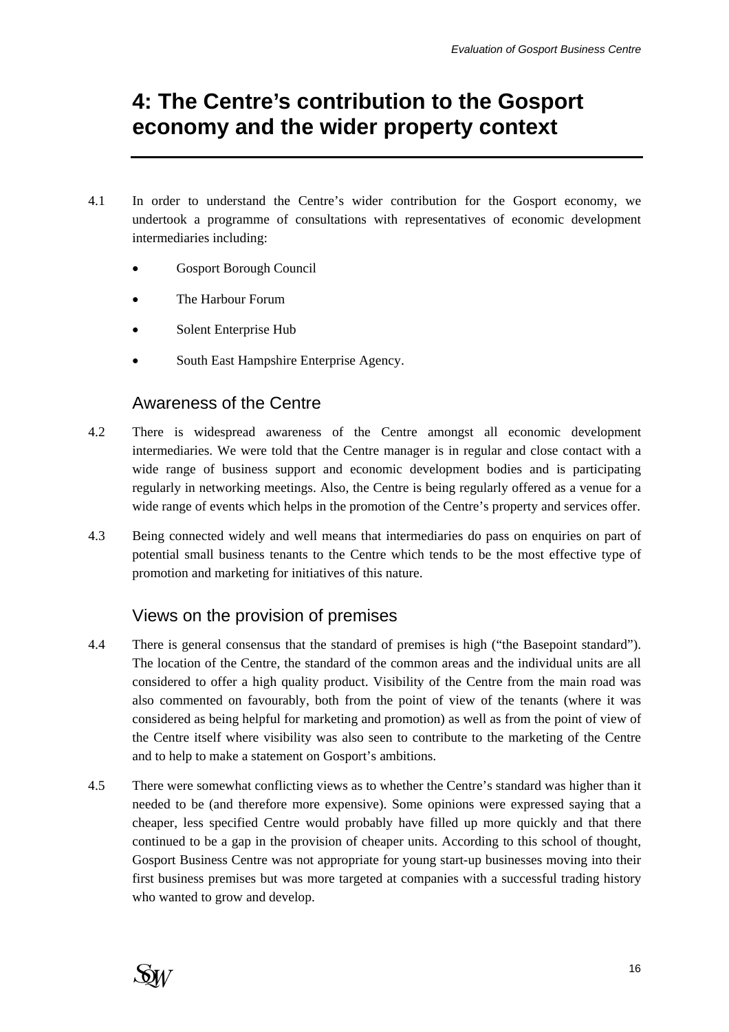# 4: The Centre's contribution to the Gosport economy and the wider property context

4.1 In order to understand the Centre's wider contribution for the Gosport economy, we undertook a programme of consultations with representatives of economic development intermediaries including:

- Gosport Borough Council
- The Harbour Forum
- Solent Enterprise Hub
- South East Hampshire Enterprise Agency.

## Awareness of the Centre

4.2 There is widespread awareness of the Centre amongst all economic development intermediaries. We were told that the Centre manager is in regular and close contact with a wide range of business support and economic development bodies and is participating regularly in networking meetings. Also, the Centre is being regularly offered as a venue for a wide range of events which helps in the promotion of the Centre's property and services offer.

4.3 Being connected widely and well means that intermediaries do pass on enquiries on part of potential small business tenants to the Centre which tends to be the most effective type of promotion and marketing for initiatives of this nature.

## Views on the provision of premises

4.4 There is general consensus that the standard of premises is high ("the Basepoint standard"). The location of the Centre, the standard of the common areas and the individual units are all considered to offer a high quality product. Visibility of the Centre from the main road was also commented on favourably, both from the point of view of the tenants (where it was considered as being helpful for marketing and promotion) as well as from the point of view of the Centre itself where visibility was also seen to contribute to the marketing of the Centre and to help to make a statement on Gosport's ambitions.

4.5 There were somewhat conflicting views as to whether the Centre's standard was higher than it needed to be (and therefore more expensive). Some opinions were expressed saying that a cheaper, less specified Centre would probably have filled up more quickly and that there continued to be a gap in the provision of cheaper units. According to this school of thought, Gosport Business Centre was not appropriate for young start-up businesses moving into their first business premises but was more targeted at companies with a successful trading history who wanted to grow and develop.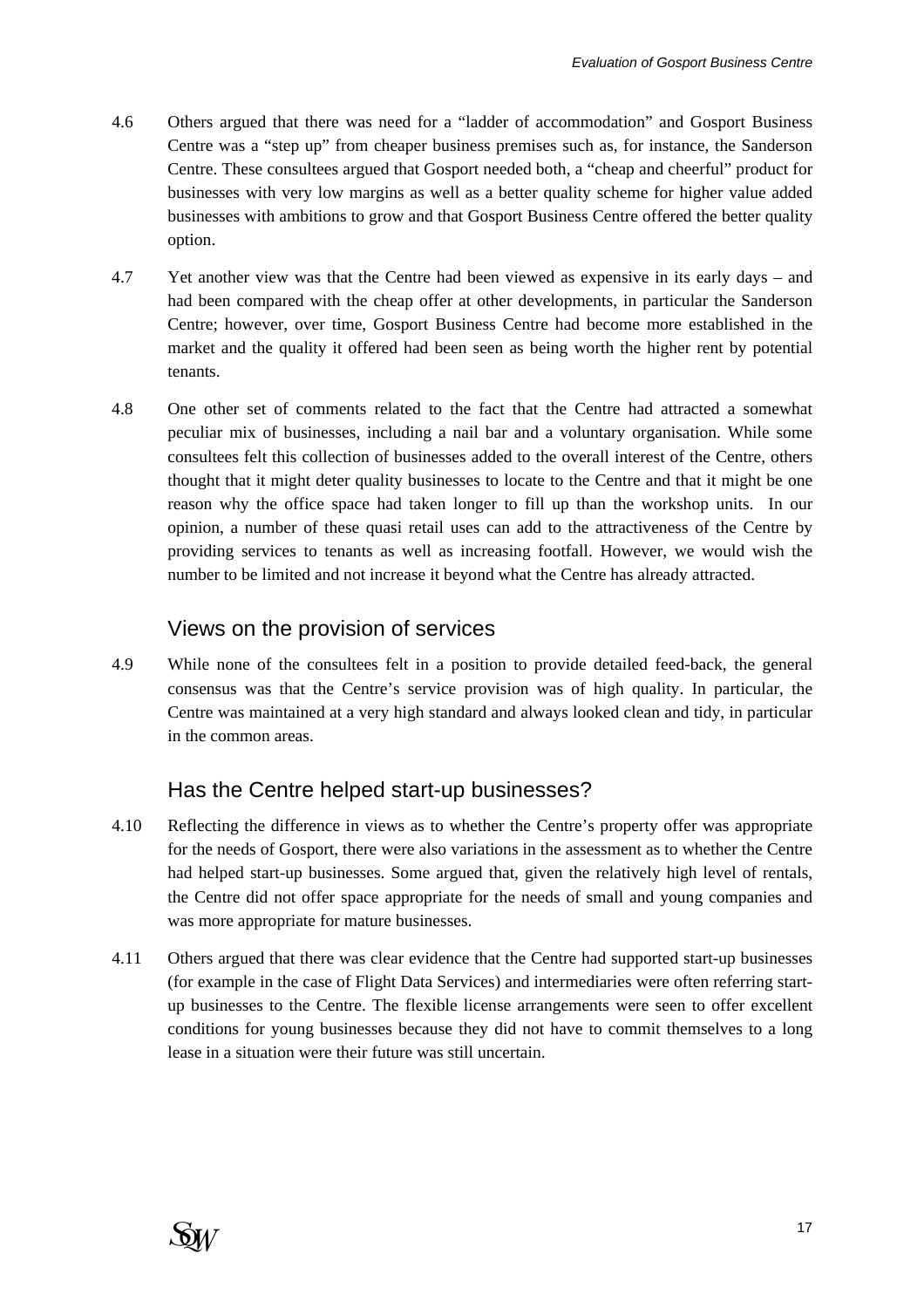4.6 Others argued that there was need for a "ladder of accommodation" and Gosport Business Centre was a "step up" from cheaper business premises such as, for instance, the Sanderson Centre. These consultees argued that Gosport needed both, a "cheap and cheerful" product for businesses with very low margins as well as a better quality scheme for higher value added businesses with ambitions to grow and that Gosport Business Centre offered the better quality option.

4.7 Yet another view was that the Centre had been viewed as expensive in its early days – and had been compared with the cheap offer at other developments, in particular the Sanderson Centre; however, over time, Gosport Business Centre had become more established in the market and the quality it offered had been seen as being worth the higher rent by potential tenants.

4.8 One other set of comments related to the fact that the Centre had attracted a somewhat peculiar mix of businesses, including a nail bar and a voluntary organisation. While some consultees felt this collection of businesses added to the overall interest of the Centre, others thought that it might deter quality businesses to locate to the Centre and that it might be one reason why the office space had taken longer to fill up than the workshop units. In our opinion, a number of these quasi retail uses can add to the attractiveness of the Centre by providing services to tenants as well as increasing footfall. However, we would wish the number to be limited and not increase it beyond what the Centre has already attracted.

## Views on the provision of services

4.9 While none of the consultees felt in a position to provide detailed feed-back, the general consensus was that the Centre's service provision was of high quality. In particular, the Centre was maintained at a very high standard and always looked clean and tidy, in particular in the common areas.

## Has the Centre helped start-up businesses?

4.10 Reflecting the difference in views as to whether the Centre's property offer was appropriate for the needs of Gosport, there were also variations in the assessment as to whether the Centre had helped start-up businesses. Some argued that, given the relatively high level of rentals, the Centre did not offer space appropriate for the needs of small and young companies and was more appropriate for mature businesses.

4.11 Others argued that there was clear evidence that the Centre had supported start-up businesses (for example in the case of Flight Data Services) and intermediaries were often referring start-up businesses to the Centre. The flexible license arrangements were seen to offer excellent conditions for young businesses because they did not have to commit themselves to a long lease in a situation were their future was still uncertain.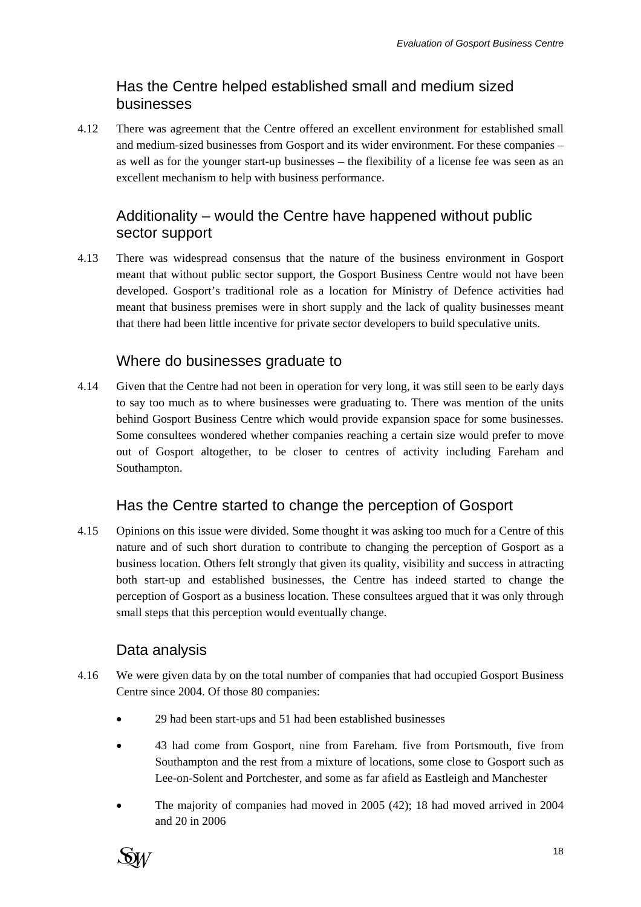## Has the Centre helped established small and medium sized businesses

4.12 There was agreement that the Centre offered an excellent environment for established small and medium-sized businesses from Gosport and its wider environment. For these companies – as well as for the younger start-up businesses – the flexibility of a license fee was seen as an excellent mechanism to help with business performance.

## Additionality – would the Centre have happened without public sector support

4.13 There was widespread consensus that the nature of the business environment in Gosport meant that without public sector support, the Gosport Business Centre would not have been developed. Gosport's traditional role as a location for Ministry of Defence activities had meant that business premises were in short supply and the lack of quality businesses meant that there had been little incentive for private sector developers to build speculative units.

## Where do businesses graduate to

4.14 Given that the Centre had not been in operation for very long, it was still seen to be early days to say too much as to where businesses were graduating to. There was mention of the units behind Gosport Business Centre which would provide expansion space for some businesses. Some consultees wondered whether companies reaching a certain size would prefer to move out of Gosport altogether, to be closer to centres of activity including Fareham and Southampton.

## Has the Centre started to change the perception of Gosport

4.15 Opinions on this issue were divided. Some thought it was asking too much for a Centre of this nature and of such short duration to contribute to changing the perception of Gosport as a business location. Others felt strongly that given its quality, visibility and success in attracting both start-up and established businesses, the Centre has indeed started to change the perception of Gosport as a business location. These consultees argued that it was only through small steps that this perception would eventually change.

## Data analysis

4.16 We were given data by on the total number of companies that had occupied Gosport Business Centre since 2004. Of those 80 companies:

- 29 had been start-ups and 51 had been established businesses
- 43 had come from Gosport, nine from Fareham. five from Portsmouth, five from Southampton and the rest from a mixture of locations, some close to Gosport such as Lee-on-Solent and Portchester, and some as far afield as Eastleigh and Manchester
- The majority of companies had moved in 2005 (42); 18 had moved arrived in 2004 and 20 in 2006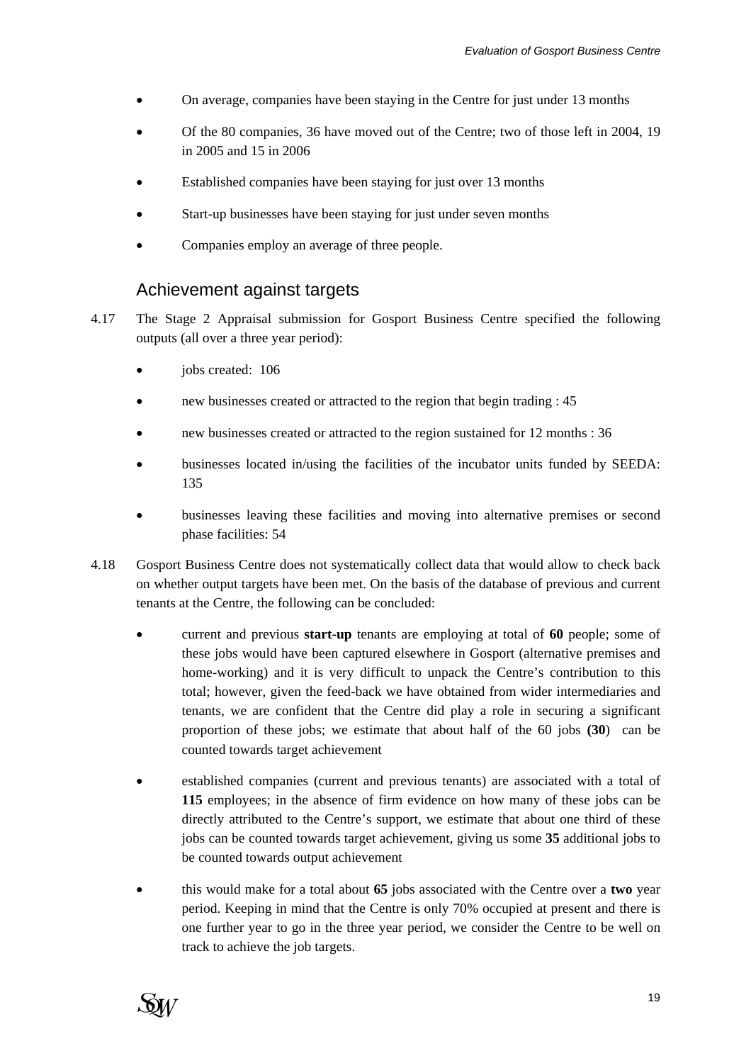- On average, companies have been staying in the Centre for just under 13 months
- Of the 80 companies, 36 have moved out of the Centre; two of those left in 2004, 19 in 2005 and 15 in 2006
- Established companies have been staying for just over 13 months
- Start-up businesses have been staying for just under seven months
- Companies employ an average of three people.

## Achievement against targets

4.17 The Stage 2 Appraisal submission for Gosport Business Centre specified the following outputs (all over a three year period):

- jobs created: 106
- new businesses created or attracted to the region that begin trading : 45
- new businesses created or attracted to the region sustained for 12 months : 36
- businesses located in/using the facilities of the incubator units funded by SEEDA: 135
- businesses leaving these facilities and moving into alternative premises or second phase facilities: 54

4.18 Gosport Business Centre does not systematically collect data that would allow to check back on whether output targets have been met. On the basis of the database of previous and current tenants at the Centre, the following can be concluded:

- current and previous **start-up** tenants are employing at total of **60** people; some of these jobs would have been captured elsewhere in Gosport (alternative premises and home-working) and it is very difficult to unpack the Centre's contribution to this total; however, given the feed-back we have obtained from wider intermediaries and tenants, we are confident that the Centre did play a role in securing a significant proportion of these jobs; we estimate that about half of the 60 jobs **(30)** can be counted towards target achievement
- established companies (current and previous tenants) are associated with a total of **115** employees; in the absence of firm evidence on how many of these jobs can be directly attributed to the Centre's support, we estimate that about one third of these jobs can be counted towards target achievement, giving us some **35** additional jobs to be counted towards output achievement
- this would make for a total about **65** jobs associated with the Centre over a **two** year period. Keeping in mind that the Centre is only 70% occupied at present and there is one further year to go in the three year period, we consider the Centre to be well on track to achieve the job targets.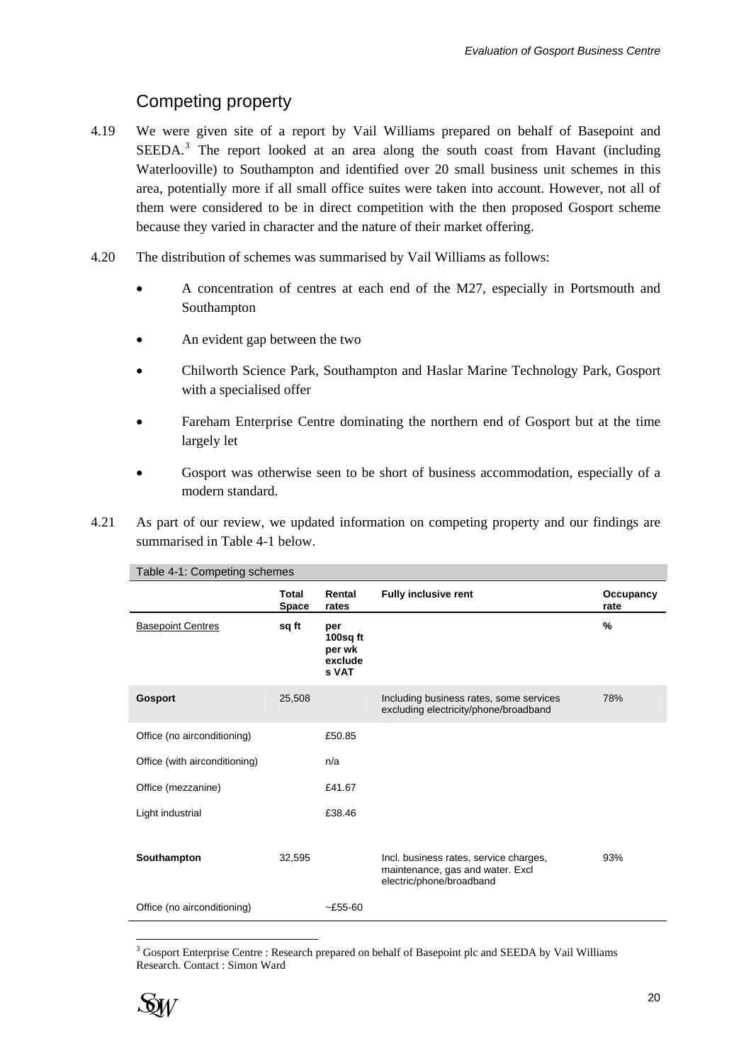## Competing property

4.19 We were given site of a report by Vail Williams prepared on behalf of Basepoint and SEEDA.[3] The report looked at an area along the south coast from Havant (including Waterlooville) to Southampton and identified over 20 small business unit schemes in this area, potentially more if all small office suites were taken into account. However, not all of them were considered to be in direct competition with the then proposed Gosport scheme because they varied in character and the nature of their market offering.

4.20 The distribution of schemes was summarised by Vail Williams as follows:

- A concentration of centres at each end of the M27, especially in Portsmouth and Southampton
- An evident gap between the two
- Chilworth Science Park, Southampton and Haslar Marine Technology Park, Gosport with a specialised offer
- Fareham Enterprise Centre dominating the northern end of Gosport but at the time largely let
- Gosport was otherwise seen to be short of business accommodation, especially of a modern standard.

4.21 As part of our review, we updated information on competing property and our findings are summarised in Table 4-1 below.

Table 4-1: Competing schemes

| | **Total Space** | **Rental rates** | **Fully inclusive rent** | **Occupancy rate** |
|---|---|---|---|---|
| Basepoint Centres | **sq ft** | **per 100sq ft per wk excludes VAT** | | **%** |
| **Gosport** | 25,508 | | Including business rates, some services excluding electricity/phone/broadband | 78% |
| Office (no airconditioning) | | £50.85 | | |
| Office (with airconditioning) | | n/a | | |
| Office (mezzanine) | | £41.67 | | |
| Light industrial | | £38.46 | | |
| **Southampton** | 32,595 | | Incl. business rates, service charges, maintenance, gas and water. Excl electric/phone/broadband | 93% |
| Office (no airconditioning) | | ~£55-60 | | |

[3] Gosport Enterprise Centre : Research prepared on behalf of Basepoint plc and SEEDA by Vail Williams Research. Contact : Simon Ward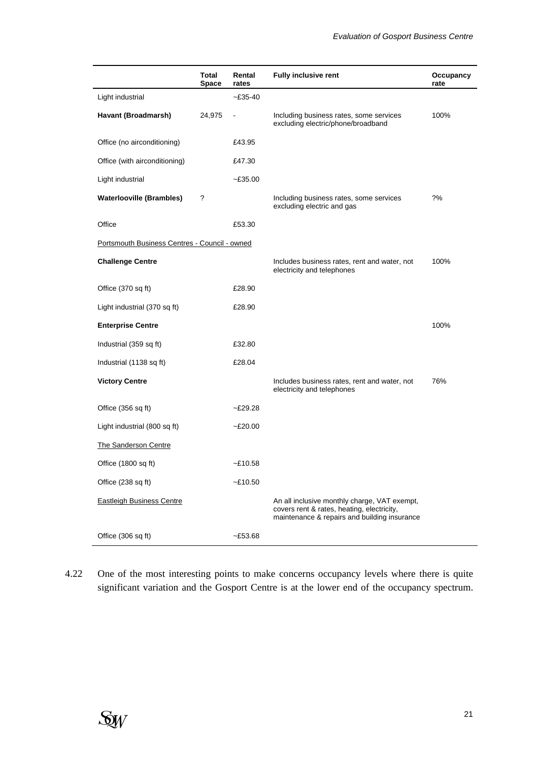| | Total Space | Rental rates | Fully inclusive rent | Occupancy rate |
|---|---|---|---|---|
| Light industrial | | ~£35-40 | | |
| **Havant (Broadmarsh)** | 24,975 | - | Including business rates, some services excluding electric/phone/broadband | 100% |
| Office (no airconditioning) | | £43.95 | | |
| Office (with airconditioning) | | £47.30 | | |
| Light industrial | | ~£35.00 | | |
| **Waterlooville (Brambles)** | ? | | Including business rates, some services excluding electric and gas | ?% |
| Office | | £53.30 | | |
| Portsmouth Business Centres - Council - owned | | | | |
| **Challenge Centre** | | | Includes business rates, rent and water, not electricity and telephones | 100% |
| Office (370 sq ft) | | £28.90 | | |
| Light industrial (370 sq ft) | | £28.90 | | |
| **Enterprise Centre** | | | | 100% |
| Industrial (359 sq ft) | | £32.80 | | |
| Industrial (1138 sq ft) | | £28.04 | | |
| **Victory Centre** | | | Includes business rates, rent and water, not electricity and telephones | 76% |
| Office (356 sq ft) | | ~£29.28 | | |
| Light industrial (800 sq ft) | | ~£20.00 | | |
| The Sanderson Centre | | | | |
| Office (1800 sq ft) | | ~£10.58 | | |
| Office (238 sq ft) | | ~£10.50 | | |
| Eastleigh Business Centre | | | An all inclusive monthly charge, VAT exempt, covers rent & rates, heating, electricity, maintenance & repairs and building insurance | |
| Office (306 sq ft) | | ~£53.68 | | |

4.22 One of the most interesting points to make concerns occupancy levels where there is quite significant variation and the Gosport Centre is at the lower end of the occupancy spectrum.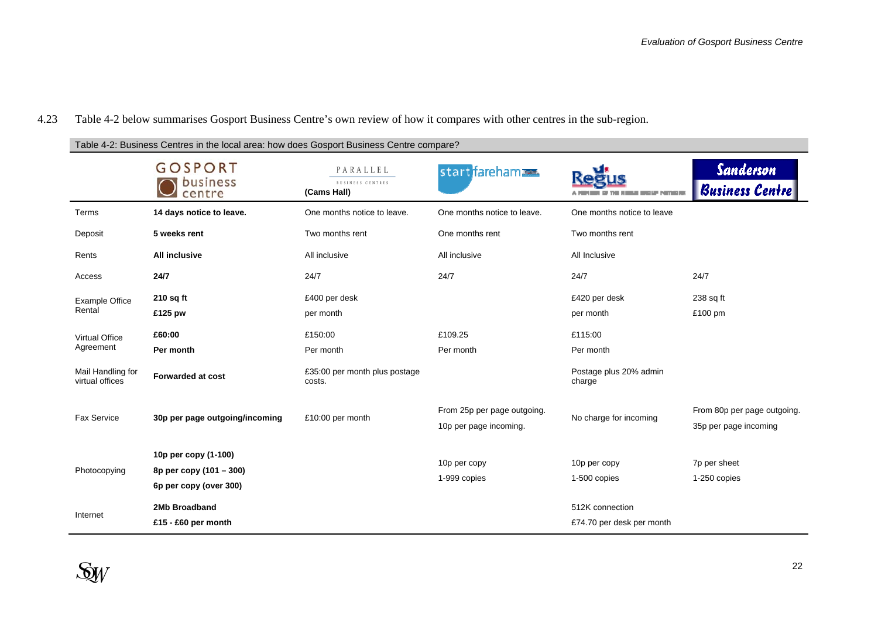4.23 Table 4-2 below summarises Gosport Business Centre's own review of how it compares with other centres in the sub-region.

Table 4-2: Business Centres in the local area: how does Gosport Business Centre compare?

| | GOSPORT business centre | PARALLEL BUSINESS CENTRES (Cams Hall) | start fareham | Regus | Sanderson Business Centre |
|---|---|---|---|---|---|
| Terms | **14 days notice to leave.** | One months notice to leave. | One months notice to leave. | One months notice to leave | |
| Deposit | **5 weeks rent** | Two months rent | One months rent | Two months rent | |
| Rents | **All inclusive** | All inclusive | All inclusive | All Inclusive | |
| Access | **24/7** | 24/7 | 24/7 | 24/7 | 24/7 |
| Example Office Rental | **210 sq ft** **£125 pw** | £400 per desk per month | | £420 per desk per month | 238 sq ft £100 pm |
| Virtual Office Agreement | **£60:00 Per month** | £150:00 Per month | £109.25 Per month | £115:00 Per month | |
| Mail Handling for virtual offices | **Forwarded at cost** | £35:00 per month plus postage costs. | | Postage plus 20% admin charge | |
| Fax Service | **30p per page outgoing/incoming** | £10:00 per month | From 25p per page outgoing. 10p per page incoming. | No charge for incoming | From 80p per page outgoing. 35p per page incoming |
| Photocopying | **10p per copy (1-100)** **8p per copy (101 – 300)** **6p per copy (over 300)** | | 10p per copy 1-999 copies | 10p per copy 1-500 copies | 7p per sheet 1-250 copies |
| Internet | **2Mb Broadband** **£15 - £60 per month** | | | 512K connection £74.70 per desk per month | |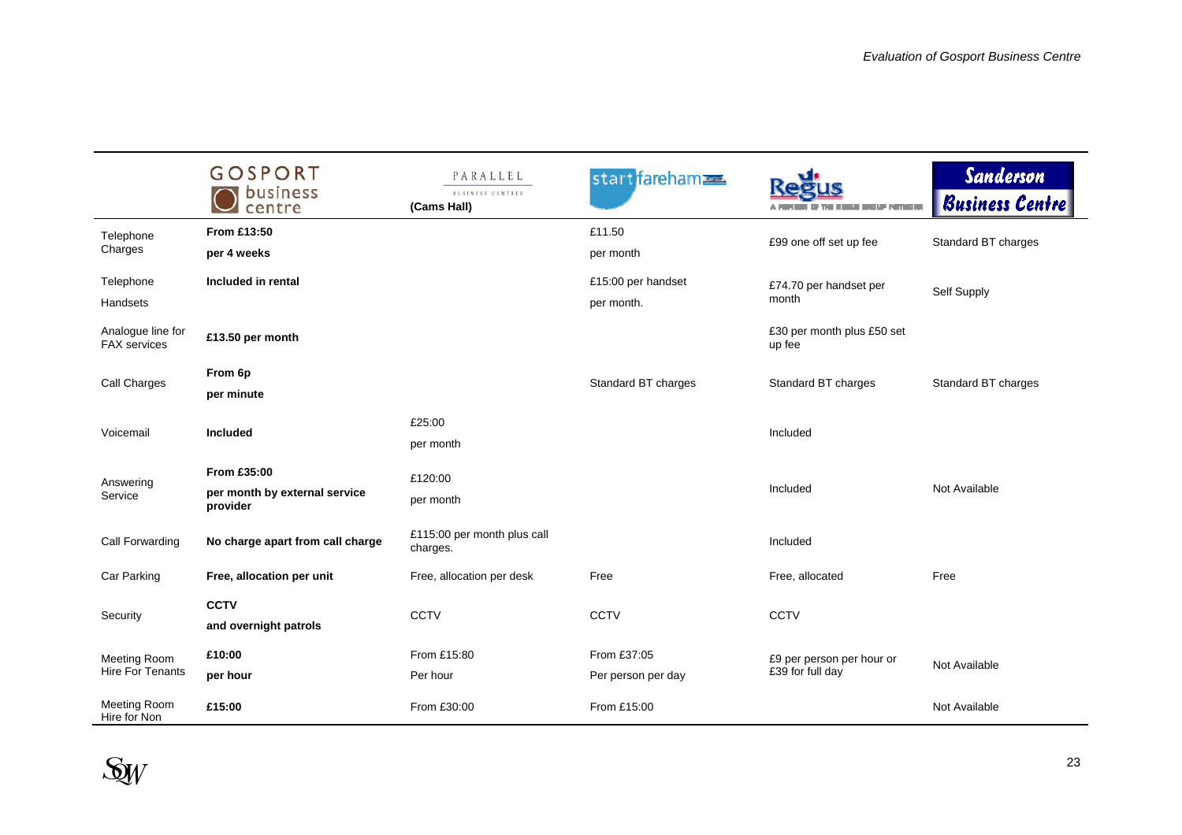| | Gosport Business Centre | Parallel Business Centres (Cams Hall) | Start Fareham | Regus | Sanderson Business Centre |
|---|---|---|---|---|---|
| Telephone Charges | **From £13:50 per 4 weeks** | | £11.50 per month | £99 one off set up fee | Standard BT charges |
| Telephone Handsets | **Included in rental** | | £15:00 per handset per month. | £74.70 per handset per month | Self Supply |
| Analogue line for FAX services | **£13.50 per month** | | | £30 per month plus £50 set up fee | |
| Call Charges | **From 6p per minute** | | Standard BT charges | Standard BT charges | Standard BT charges |
| Voicemail | **Included** | £25:00 per month | | Included | |
| Answering Service | **From £35:00 per month by external service provider** | £120:00 per month | | Included | Not Available |
| Call Forwarding | **No charge apart from call charge** | £115:00 per month plus call charges. | | Included | |
| Car Parking | **Free, allocation per unit** | Free, allocation per desk | Free | Free, allocated | Free |
| Security | **CCTV and overnight patrols** | CCTV | CCTV | CCTV | |
| Meeting Room Hire For Tenants | **£10:00 per hour** | From £15:80 Per hour | From £37:05 Per person per day | £9 per person per hour or £39 for full day | Not Available |
| Meeting Room Hire for Non | **£15:00** | From £30:00 | From £15:00 | | Not Available |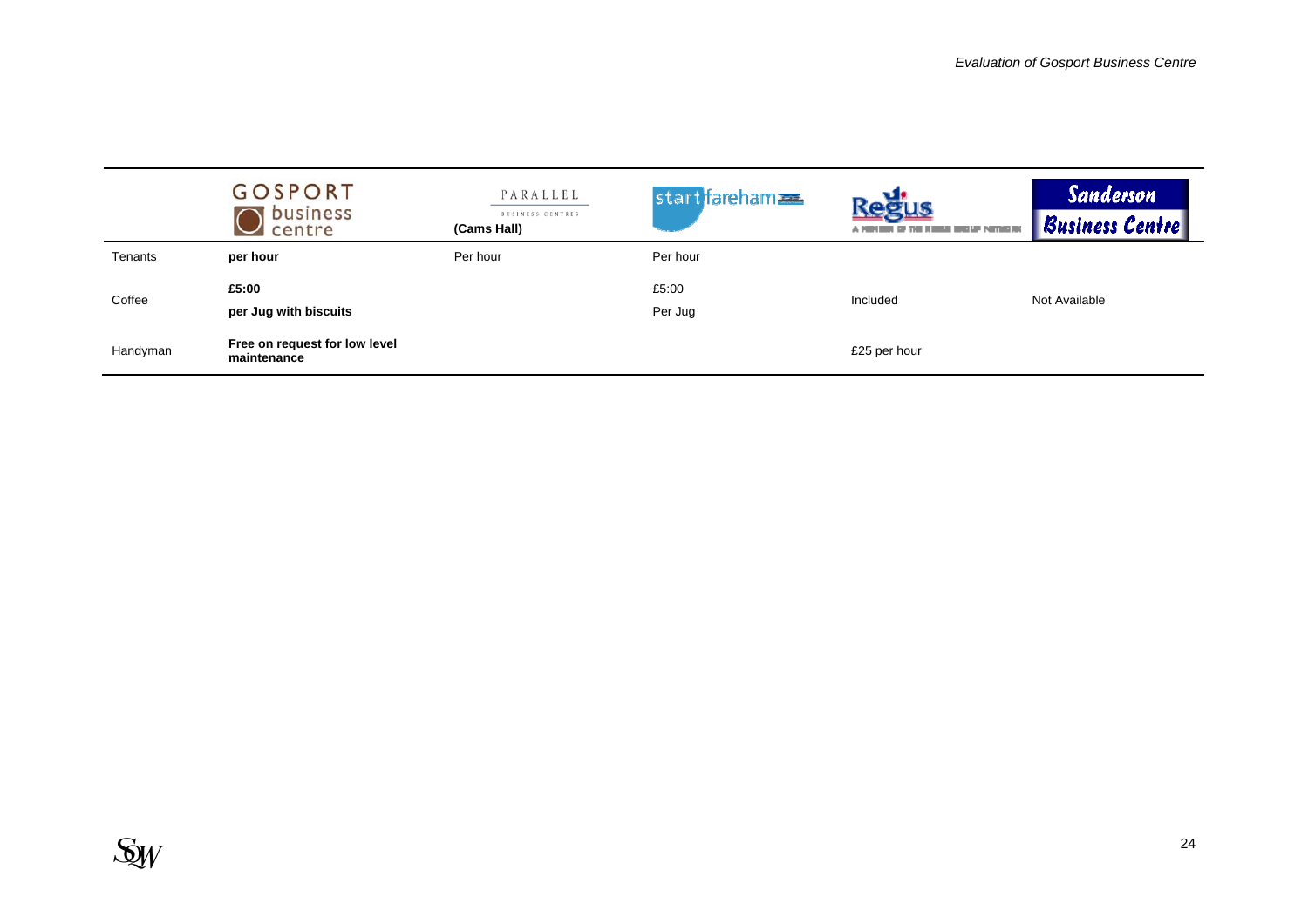| | GOSPORT business centre | PARALLEL BUSINESS CENTRES (Cams Hall) | start fareham | Regus | Sanderson Business Centre |
|---|---|---|---|---|---|
| Tenants | **per hour** | Per hour | Per hour | | |
| Coffee | **£5:00 per Jug with biscuits** | | £5:00 Per Jug | Included | Not Available |
| Handyman | **Free on request for low level maintenance** | | | £25 per hour | |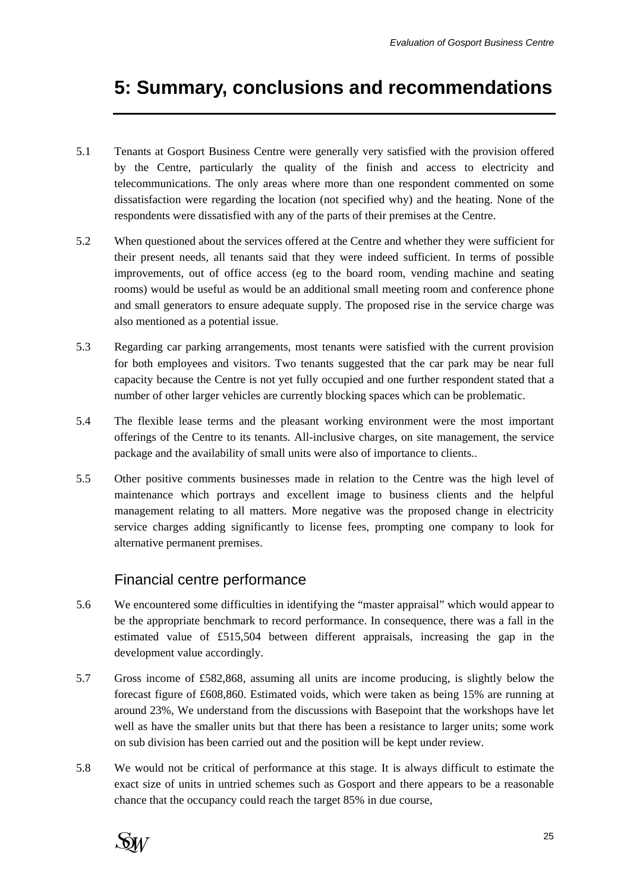# 5: Summary, conclusions and recommendations

5.1 Tenants at Gosport Business Centre were generally very satisfied with the provision offered by the Centre, particularly the quality of the finish and access to electricity and telecommunications. The only areas where more than one respondent commented on some dissatisfaction were regarding the location (not specified why) and the heating. None of the respondents were dissatisfied with any of the parts of their premises at the Centre.

5.2 When questioned about the services offered at the Centre and whether they were sufficient for their present needs, all tenants said that they were indeed sufficient. In terms of possible improvements, out of office access (eg to the board room, vending machine and seating rooms) would be useful as would be an additional small meeting room and conference phone and small generators to ensure adequate supply. The proposed rise in the service charge was also mentioned as a potential issue.

5.3 Regarding car parking arrangements, most tenants were satisfied with the current provision for both employees and visitors. Two tenants suggested that the car park may be near full capacity because the Centre is not yet fully occupied and one further respondent stated that a number of other larger vehicles are currently blocking spaces which can be problematic.

5.4 The flexible lease terms and the pleasant working environment were the most important offerings of the Centre to its tenants. All-inclusive charges, on site management, the service package and the availability of small units were also of importance to clients..

5.5 Other positive comments businesses made in relation to the Centre was the high level of maintenance which portrays and excellent image to business clients and the helpful management relating to all matters. More negative was the proposed change in electricity service charges adding significantly to license fees, prompting one company to look for alternative permanent premises.

## Financial centre performance

5.6 We encountered some difficulties in identifying the "master appraisal" which would appear to be the appropriate benchmark to record performance. In consequence, there was a fall in the estimated value of £515,504 between different appraisals, increasing the gap in the development value accordingly.

5.7 Gross income of £582,868, assuming all units are income producing, is slightly below the forecast figure of £608,860. Estimated voids, which were taken as being 15% are running at around 23%, We understand from the discussions with Basepoint that the workshops have let well as have the smaller units but that there has been a resistance to larger units; some work on sub division has been carried out and the position will be kept under review.

5.8 We would not be critical of performance at this stage. It is always difficult to estimate the exact size of units in untried schemes such as Gosport and there appears to be a reasonable chance that the occupancy could reach the target 85% in due course,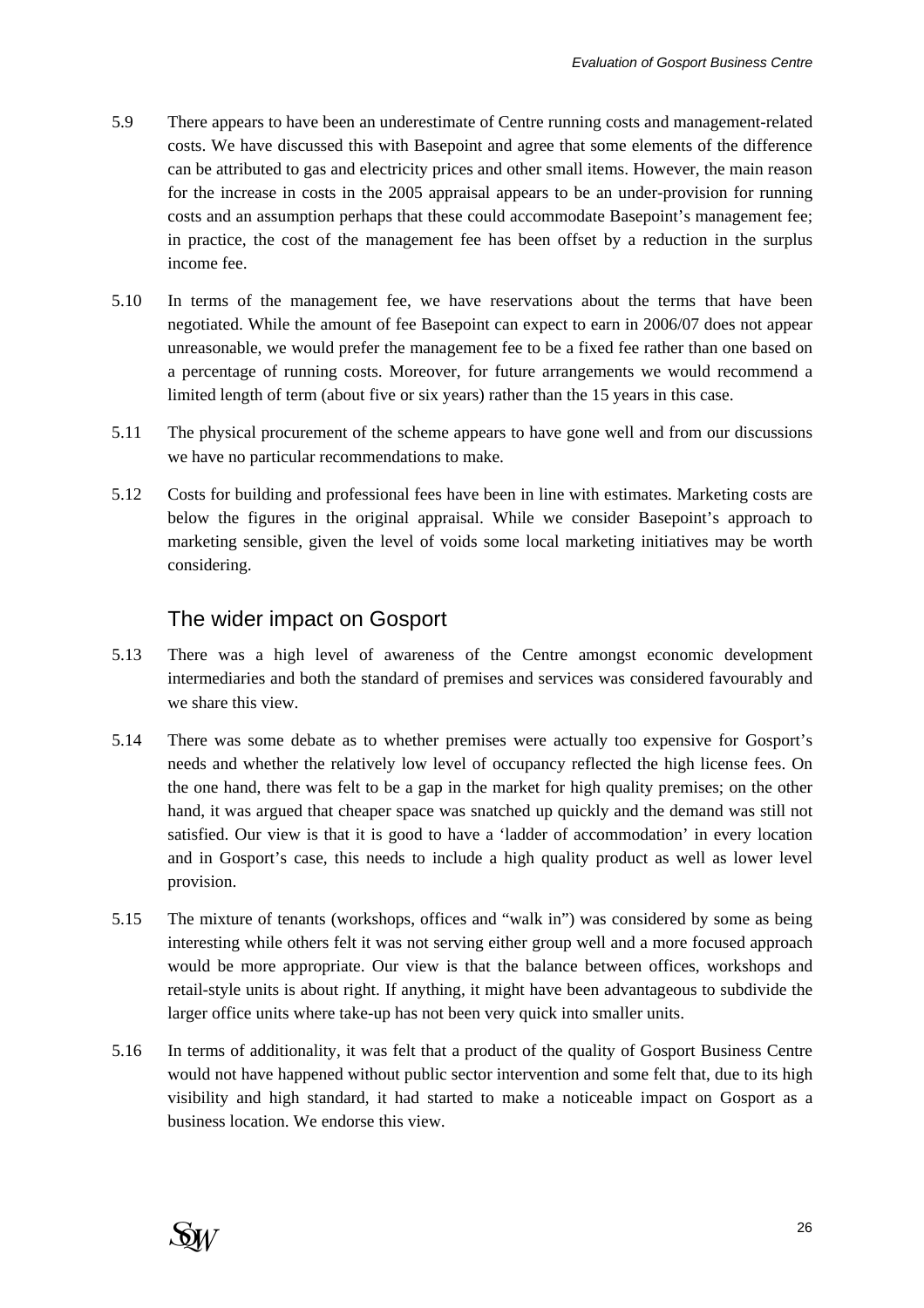5.9 There appears to have been an underestimate of Centre running costs and management-related costs. We have discussed this with Basepoint and agree that some elements of the difference can be attributed to gas and electricity prices and other small items. However, the main reason for the increase in costs in the 2005 appraisal appears to be an under-provision for running costs and an assumption perhaps that these could accommodate Basepoint's management fee; in practice, the cost of the management fee has been offset by a reduction in the surplus income fee.

5.10 In terms of the management fee, we have reservations about the terms that have been negotiated. While the amount of fee Basepoint can expect to earn in 2006/07 does not appear unreasonable, we would prefer the management fee to be a fixed fee rather than one based on a percentage of running costs. Moreover, for future arrangements we would recommend a limited length of term (about five or six years) rather than the 15 years in this case.

5.11 The physical procurement of the scheme appears to have gone well and from our discussions we have no particular recommendations to make.

5.12 Costs for building and professional fees have been in line with estimates. Marketing costs are below the figures in the original appraisal. While we consider Basepoint's approach to marketing sensible, given the level of voids some local marketing initiatives may be worth considering.

## The wider impact on Gosport

5.13 There was a high level of awareness of the Centre amongst economic development intermediaries and both the standard of premises and services was considered favourably and we share this view.

5.14 There was some debate as to whether premises were actually too expensive for Gosport's needs and whether the relatively low level of occupancy reflected the high license fees. On the one hand, there was felt to be a gap in the market for high quality premises; on the other hand, it was argued that cheaper space was snatched up quickly and the demand was still not satisfied. Our view is that it is good to have a 'ladder of accommodation' in every location and in Gosport's case, this needs to include a high quality product as well as lower level provision.

5.15 The mixture of tenants (workshops, offices and "walk in") was considered by some as being interesting while others felt it was not serving either group well and a more focused approach would be more appropriate. Our view is that the balance between offices, workshops and retail-style units is about right. If anything, it might have been advantageous to subdivide the larger office units where take-up has not been very quick into smaller units.

5.16 In terms of additionality, it was felt that a product of the quality of Gosport Business Centre would not have happened without public sector intervention and some felt that, due to its high visibility and high standard, it had started to make a noticeable impact on Gosport as a business location. We endorse this view.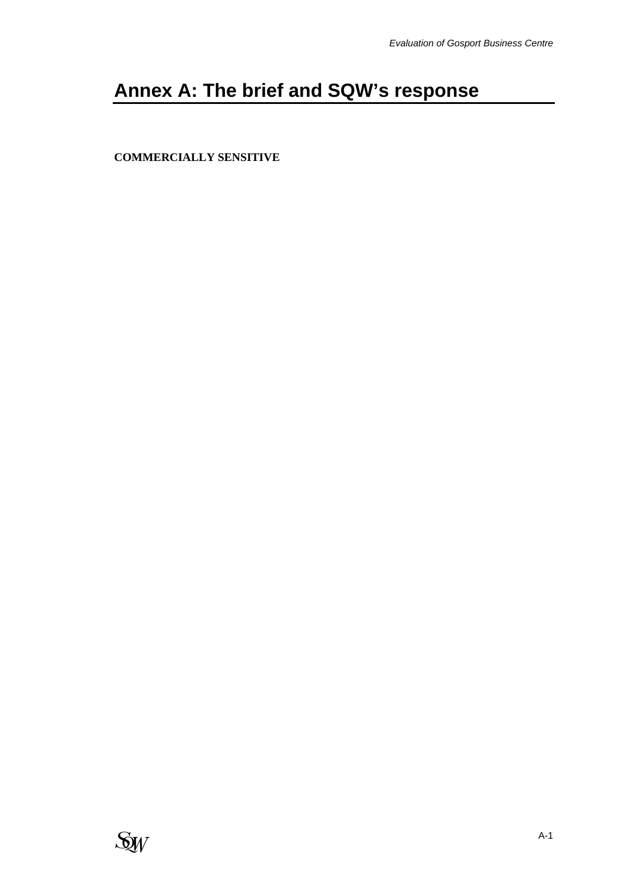# Annex A: The brief and SQW's response

**COMMERCIALLY SENSITIVE**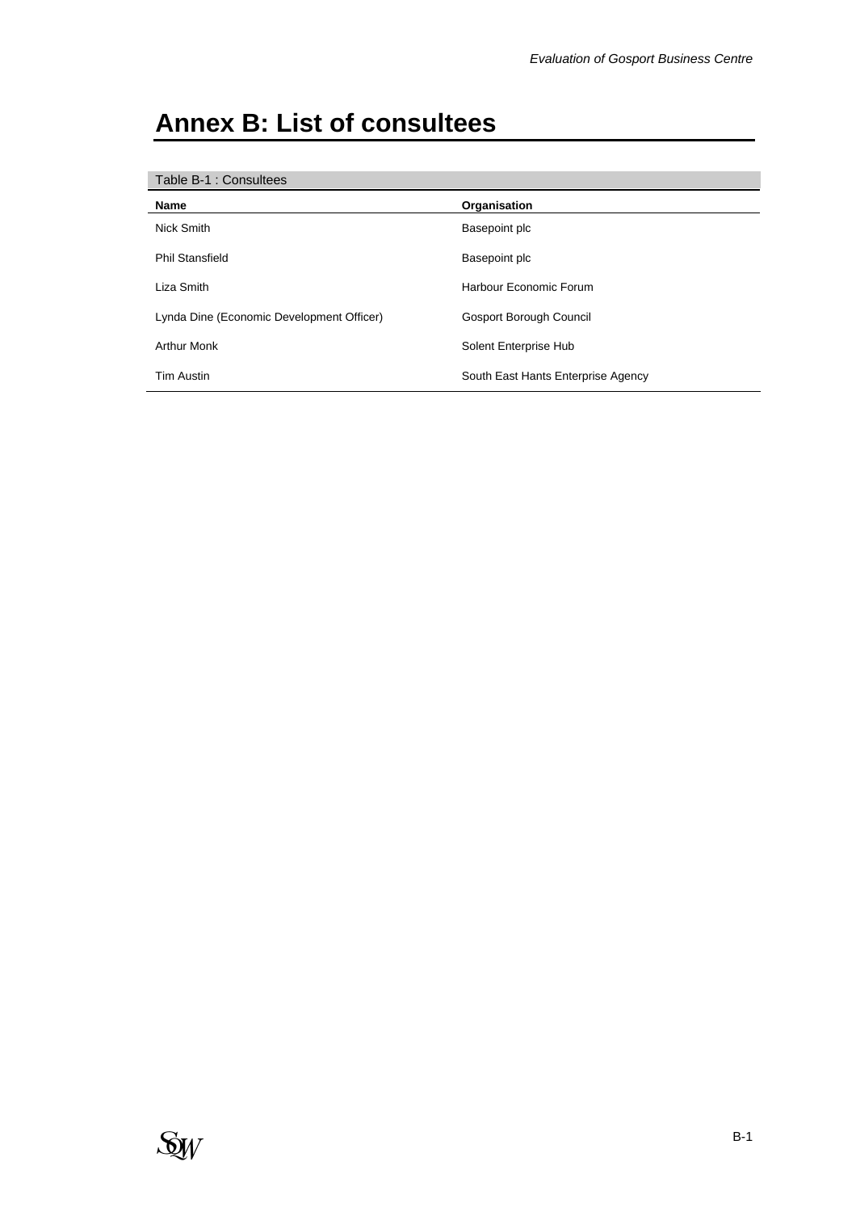# Annex B: List of consultees

Table B-1 : Consultees

| Name | Organisation |
|---|---|
| Nick Smith | Basepoint plc |
| Phil Stansfield | Basepoint plc |
| Liza Smith | Harbour Economic Forum |
| Lynda Dine (Economic Development Officer) | Gosport Borough Council |
| Arthur Monk | Solent Enterprise Hub |
| Tim Austin | South East Hants Enterprise Agency |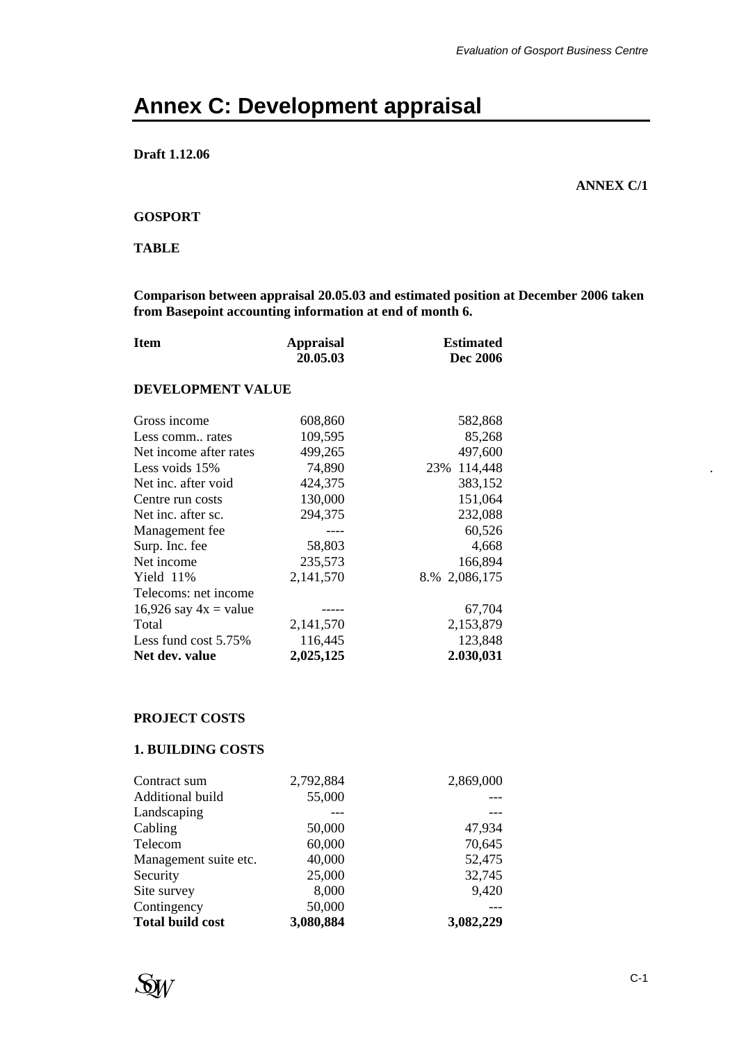# Annex C: Development appraisal

**Draft 1.12.06**

**ANNEX C/1**

**GOSPORT**

**TABLE**

**Comparison between appraisal 20.05.03 and estimated position at December 2006 taken from Basepoint accounting information at end of month 6.**

| **Item** | **Appraisal 20.05.03** | **Estimated Dec 2006** |
|---|---|---|
| **DEVELOPMENT VALUE** | | |
| Gross income | 608,860 | 582,868 |
| Less comm.. rates | 109,595 | 85,268 |
| Net income after rates | 499,265 | 497,600 |
| Less voids 15% | 74,890 | 23% 114,448 |
| Net inc. after void | 424,375 | 383,152 |
| Centre run costs | 130,000 | 151,064 |
| Net inc. after sc. | 294,375 | 232,088 |
| Management fee | ---- | 60,526 |
| Surp. Inc. fee | 58,803 | 4,668 |
| Net income | 235,573 | 166,894 |
| Yield 11% | 2,141,570 | 8.% 2,086,175 |
| Telecoms: net income 16,926 say 4x = value | ----- | 67,704 |
| Total | 2,141,570 | 2,153,879 |
| Less fund cost 5.75% | 116,445 | 123,848 |
| **Net dev. value** | **2,025,125** | **2.030,031** |

**PROJECT COSTS**

**1. BUILDING COSTS**

| Item | Appraisal 20.05.03 | Estimated Dec 2006 |
|---|---|---|
| Contract sum | 2,792,884 | 2,869,000 |
| Additional build | 55,000 | --- |
| Landscaping | --- | --- |
| Cabling | 50,000 | 47,934 |
| Telecom | 60,000 | 70,645 |
| Management suite etc. | 40,000 | 52,475 |
| Security | 25,000 | 32,745 |
| Site survey | 8,000 | 9,420 |
| Contingency | 50,000 | --- |
| **Total build cost** | **3,080,884** | **3,082,229** |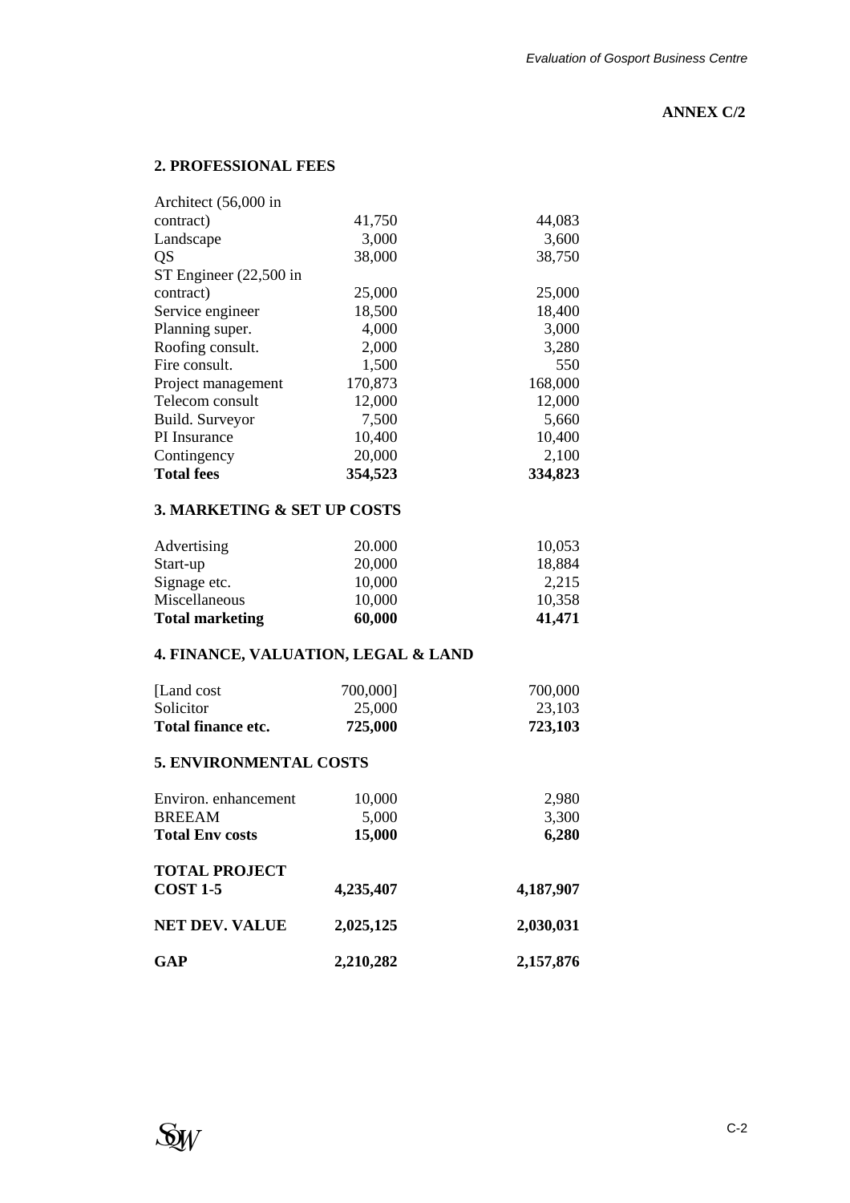**ANNEX C/2**

## 2. PROFESSIONAL FEES

| | | |
|---|---|---|
| Architect (56,000 in contract) | 41,750 | 44,083 |
| Landscape | 3,000 | 3,600 |
| QS | 38,000 | 38,750 |
| ST Engineer (22,500 in contract) | 25,000 | 25,000 |
| Service engineer | 18,500 | 18,400 |
| Planning super. | 4,000 | 3,000 |
| Roofing consult. | 2,000 | 3,280 |
| Fire consult. | 1,500 | 550 |
| Project management | 170,873 | 168,000 |
| Telecom consult | 12,000 | 12,000 |
| Build. Surveyor | 7,500 | 5,660 |
| PI Insurance | 10,400 | 10,400 |
| Contingency | 20,000 | 2,100 |
| **Total fees** | **354,523** | **334,823** |

## 3. MARKETING & SET UP COSTS

| | | |
|---|---|---|
| Advertising | 20.000 | 10,053 |
| Start-up | 20,000 | 18,884 |
| Signage etc. | 10,000 | 2,215 |
| Miscellaneous | 10,000 | 10,358 |
| **Total marketing** | **60,000** | **41,471** |

## 4. FINANCE, VALUATION, LEGAL & LAND

| | | |
|---|---|---|
| [Land cost | 700,000] | 700,000 |
| Solicitor | 25,000 | 23,103 |
| **Total finance etc.** | **725,000** | **723,103** |

## 5. ENVIRONMENTAL COSTS

| | | |
|---|---|---|
| Environ. enhancement | 10,000 | 2,980 |
| BREEAM | 5,000 | 3,300 |
| **Total Env costs** | **15,000** | **6,280** |

| | | |
|---|---|---|
| **TOTAL PROJECT COST 1-5** | **4,235,407** | **4,187,907** |
| **NET DEV. VALUE** | **2,025,125** | **2,030,031** |
| **GAP** | **2,210,282** | **2,157,876** |